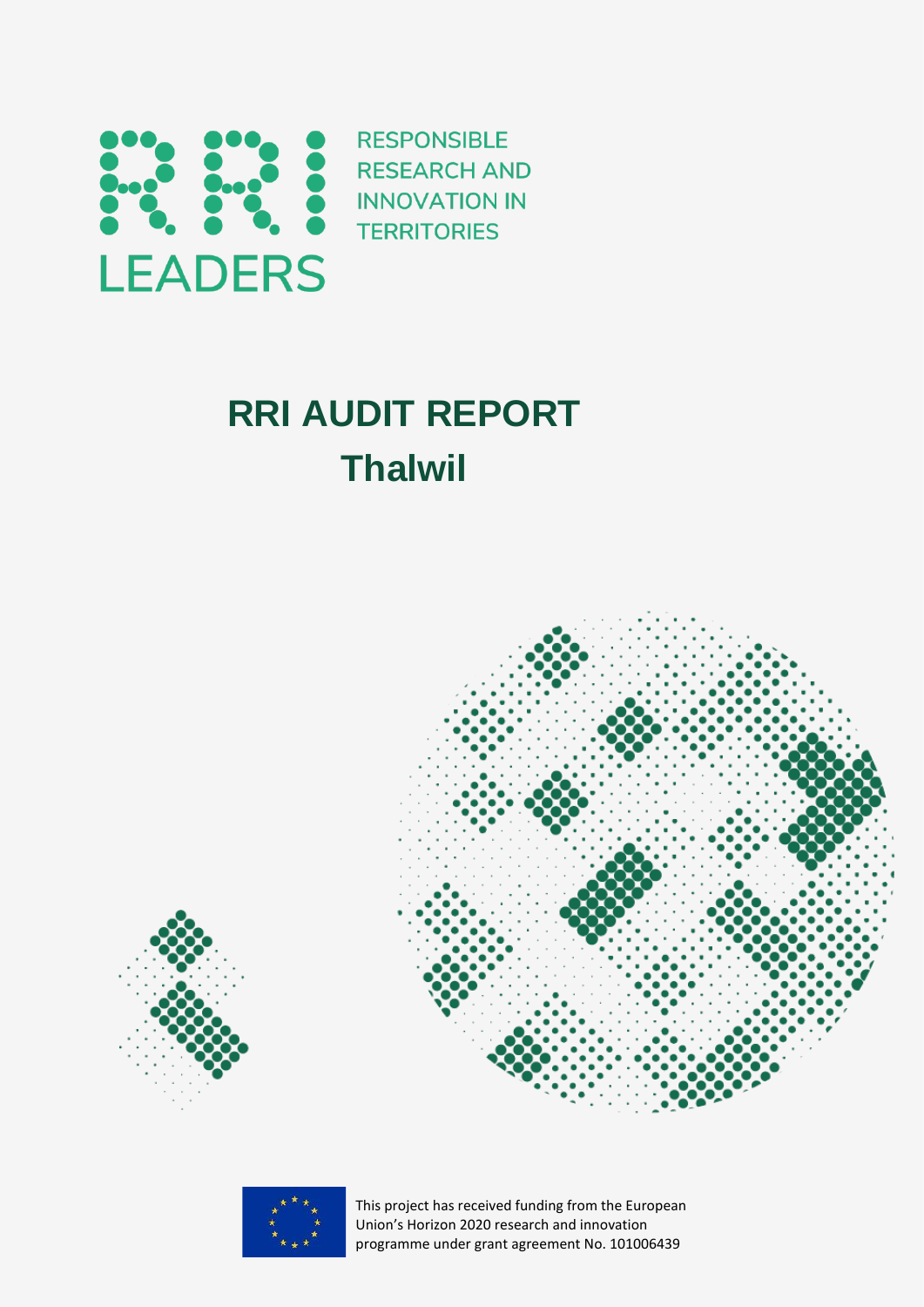RRI LEADERS

RESPONSIBLE RESEARCH AND INNOVATION IN TERRITORIES

# RRI AUDIT REPORT

# Thalwil

This project has received funding from the European Union's Horizon 2020 research and innovation programme under grant agreement No. 101006439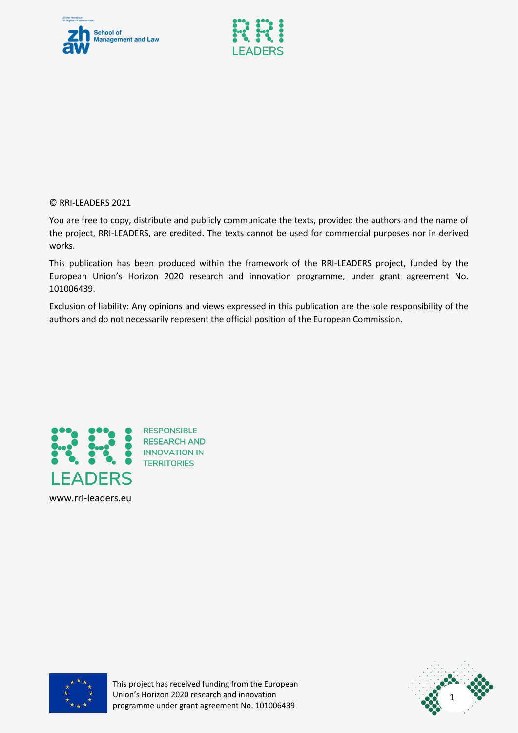© RRI-LEADERS 2021

You are free to copy, distribute and publicly communicate the texts, provided the authors and the name of the project, RRI-LEADERS, are credited. The texts cannot be used for commercial purposes nor in derived works.

This publication has been produced within the framework of the RRI-LEADERS project, funded by the European Union's Horizon 2020 research and innovation programme, under grant agreement No. 101006439.

Exclusion of liability: Any opinions and views expressed in this publication are the sole responsibility of the authors and do not necessarily represent the official position of the European Commission.

RESPONSIBLE RESEARCH AND INNOVATION IN TERRITORIES

www.rri-leaders.eu

This project has received funding from the European Union's Horizon 2020 research and innovation programme under grant agreement No. 101006439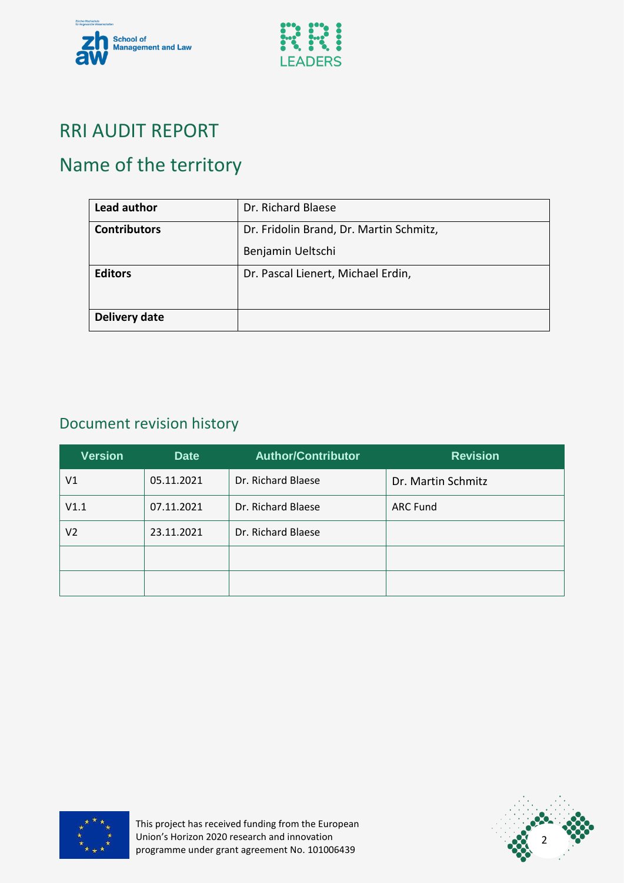# RRI AUDIT REPORT

# Name of the territory

| **Lead author** | Dr. Richard Blaese |
|---|---|
| **Contributors** | Dr. Fridolin Brand, Dr. Martin Schmitz, Benjamin Ueltschi |
| **Editors** | Dr. Pascal Lienert, Michael Erdin, |
| **Delivery date** | |

## Document revision history

| Version | Date | Author/Contributor | Revision |
|---|---|---|---|
| V1 | 05.11.2021 | Dr. Richard Blaese | Dr. Martin Schmitz |
| V1.1 | 07.11.2021 | Dr. Richard Blaese | ARC Fund |
| V2 | 23.11.2021 | Dr. Richard Blaese | |
| | | | |
| | | | |

This project has received funding from the European Union's Horizon 2020 research and innovation programme under grant agreement No. 101006439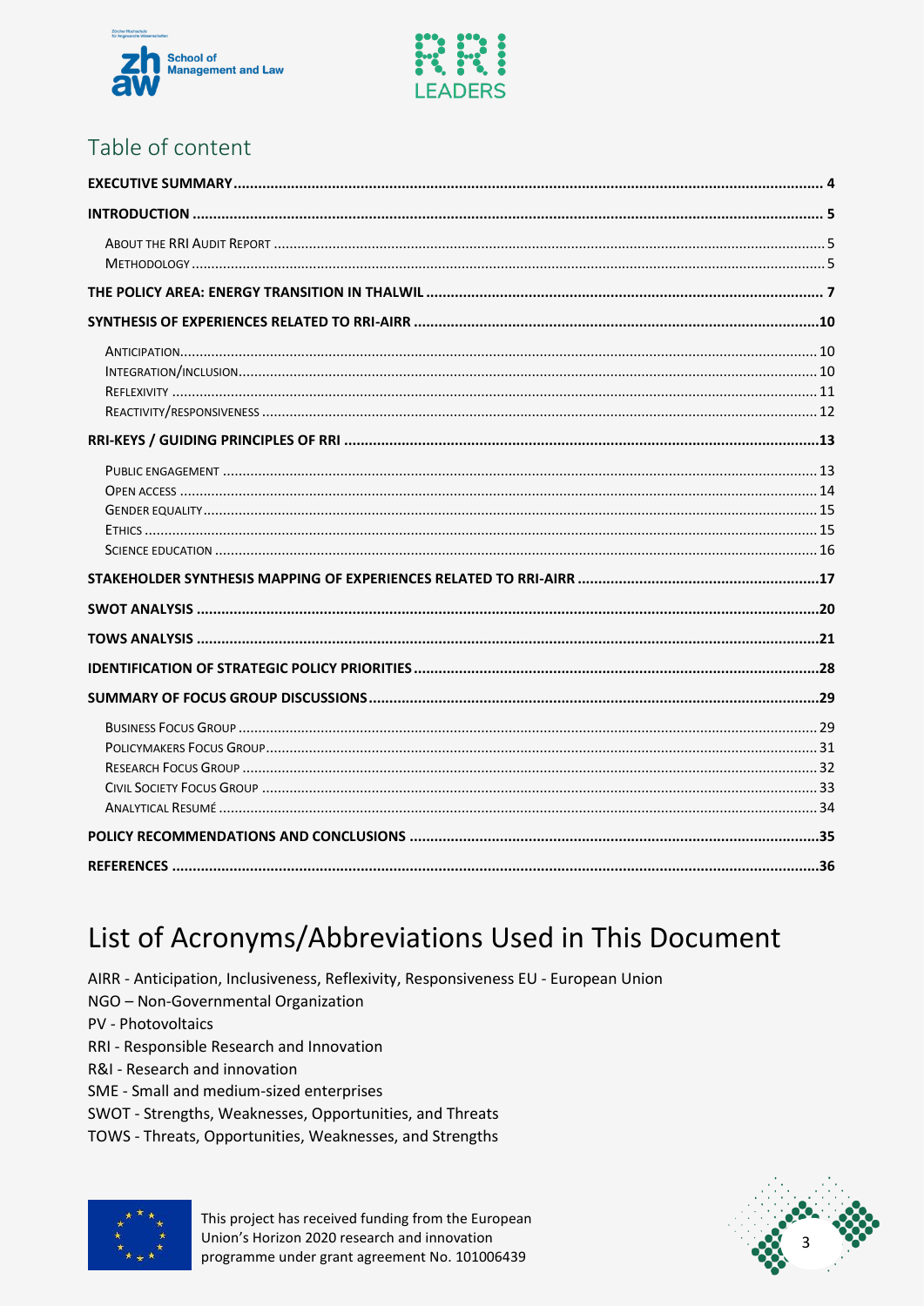## Table of content

**EXECUTIVE SUMMARY** .......... **4**

**INTRODUCTION** .......... **5**

- About the RRI Audit Report .......... 5
- Methodology .......... 5

**THE POLICY AREA: ENERGY TRANSITION IN THALWIL** .......... **7**

**SYNTHESIS OF EXPERIENCES RELATED TO RRI-AIRR** .......... **10**

- Anticipation .......... 10
- Integration/inclusion .......... 10
- Reflexivity .......... 11
- Reactivity/responsiveness .......... 12

**RRI-KEYS / GUIDING PRINCIPLES OF RRI** .......... **13**

- Public engagement .......... 13
- Open access .......... 14
- Gender equality .......... 15
- Ethics .......... 15
- Science education .......... 16

**STAKEHOLDER SYNTHESIS MAPPING OF EXPERIENCES RELATED TO RRI-AIRR** .......... **17**

**SWOT ANALYSIS** .......... **20**

**TOWS ANALYSIS** .......... **21**

**IDENTIFICATION OF STRATEGIC POLICY PRIORITIES** .......... **28**

**SUMMARY OF FOCUS GROUP DISCUSSIONS** .......... **29**

- Business Focus Group .......... 29
- Policymakers Focus Group .......... 31
- Research Focus Group .......... 32
- Civil Society Focus Group .......... 33
- Analytical Resumé .......... 34

**POLICY RECOMMENDATIONS AND CONCLUSIONS** .......... **35**

**REFERENCES** .......... **36**

# List of Acronyms/Abbreviations Used in This Document

AIRR - Anticipation, Inclusiveness, Reflexivity, Responsiveness EU - European Union
NGO – Non-Governmental Organization
PV - Photovoltaics
RRI - Responsible Research and Innovation
R&I - Research and innovation
SME - Small and medium-sized enterprises
SWOT - Strengths, Weaknesses, Opportunities, and Threats
TOWS - Threats, Opportunities, Weaknesses, and Strengths

This project has received funding from the European Union's Horizon 2020 research and innovation programme under grant agreement No. 101006439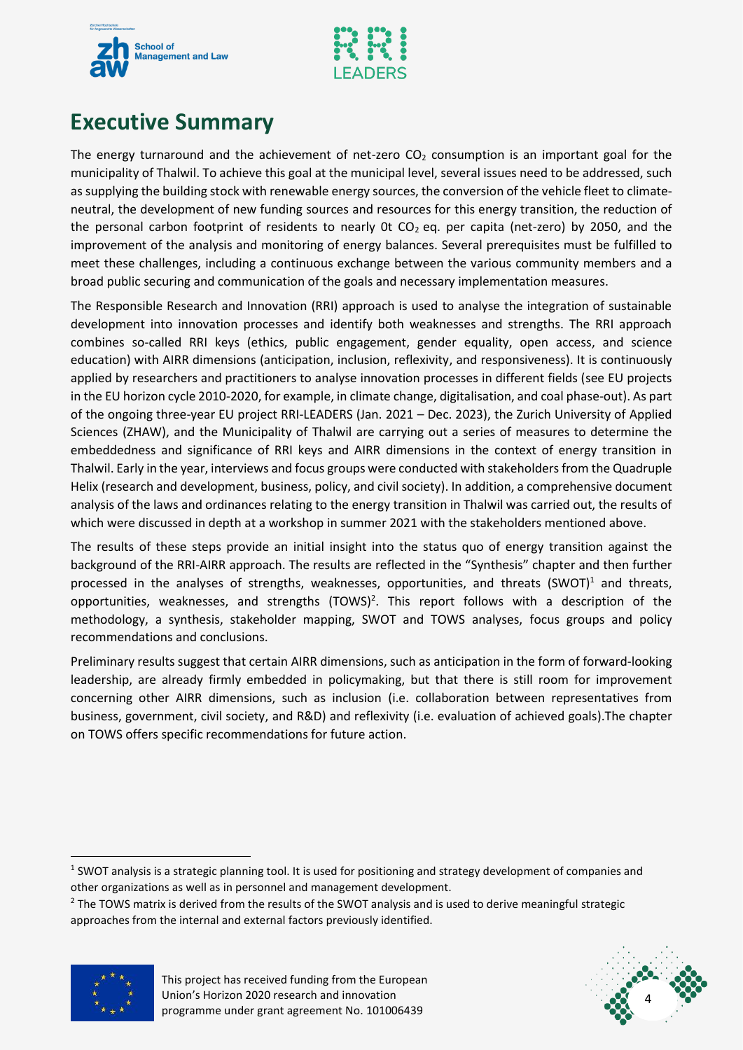# Executive Summary

The energy turnaround and the achievement of net-zero $CO_2$ consumption is an important goal for the municipality of Thalwil. To achieve this goal at the municipal level, several issues need to be addressed, such as supplying the building stock with renewable energy sources, the conversion of the vehicle fleet to climate-neutral, the development of new funding sources and resources for this energy transition, the reduction of the personal carbon footprint of residents to nearly 0t $CO_2$ eq. per capita (net-zero) by 2050, and the improvement of the analysis and monitoring of energy balances. Several prerequisites must be fulfilled to meet these challenges, including a continuous exchange between the various community members and a broad public securing and communication of the goals and necessary implementation measures.

The Responsible Research and Innovation (RRI) approach is used to analyse the integration of sustainable development into innovation processes and identify both weaknesses and strengths. The RRI approach combines so-called RRI keys (ethics, public engagement, gender equality, open access, and science education) with AIRR dimensions (anticipation, inclusion, reflexivity, and responsiveness). It is continuously applied by researchers and practitioners to analyse innovation processes in different fields (see EU projects in the EU horizon cycle 2010-2020, for example, in climate change, digitalisation, and coal phase-out). As part of the ongoing three-year EU project RRI-LEADERS (Jan. 2021 – Dec. 2023), the Zurich University of Applied Sciences (ZHAW), and the Municipality of Thalwil are carrying out a series of measures to determine the embeddedness and significance of RRI keys and AIRR dimensions in the context of energy transition in Thalwil. Early in the year, interviews and focus groups were conducted with stakeholders from the Quadruple Helix (research and development, business, policy, and civil society). In addition, a comprehensive document analysis of the laws and ordinances relating to the energy transition in Thalwil was carried out, the results of which were discussed in depth at a workshop in summer 2021 with the stakeholders mentioned above.

The results of these steps provide an initial insight into the status quo of energy transition against the background of the RRI-AIRR approach. The results are reflected in the "Synthesis" chapter and then further processed in the analyses of strengths, weaknesses, opportunities, and threats (SWOT)[1] and threats, opportunities, weaknesses, and strengths (TOWS)[2]. This report follows with a description of the methodology, a synthesis, stakeholder mapping, SWOT and TOWS analyses, focus groups and policy recommendations and conclusions.

Preliminary results suggest that certain AIRR dimensions, such as anticipation in the form of forward-looking leadership, are already firmly embedded in policymaking, but that there is still room for improvement concerning other AIRR dimensions, such as inclusion (i.e. collaboration between representatives from business, government, civil society, and R&D) and reflexivity (i.e. evaluation of achieved goals).The chapter on TOWS offers specific recommendations for future action.

---

[1] SWOT analysis is a strategic planning tool. It is used for positioning and strategy development of companies and other organizations as well as in personnel and management development.

[2] The TOWS matrix is derived from the results of the SWOT analysis and is used to derive meaningful strategic approaches from the internal and external factors previously identified.

This project has received funding from the European Union's Horizon 2020 research and innovation programme under grant agreement No. 101006439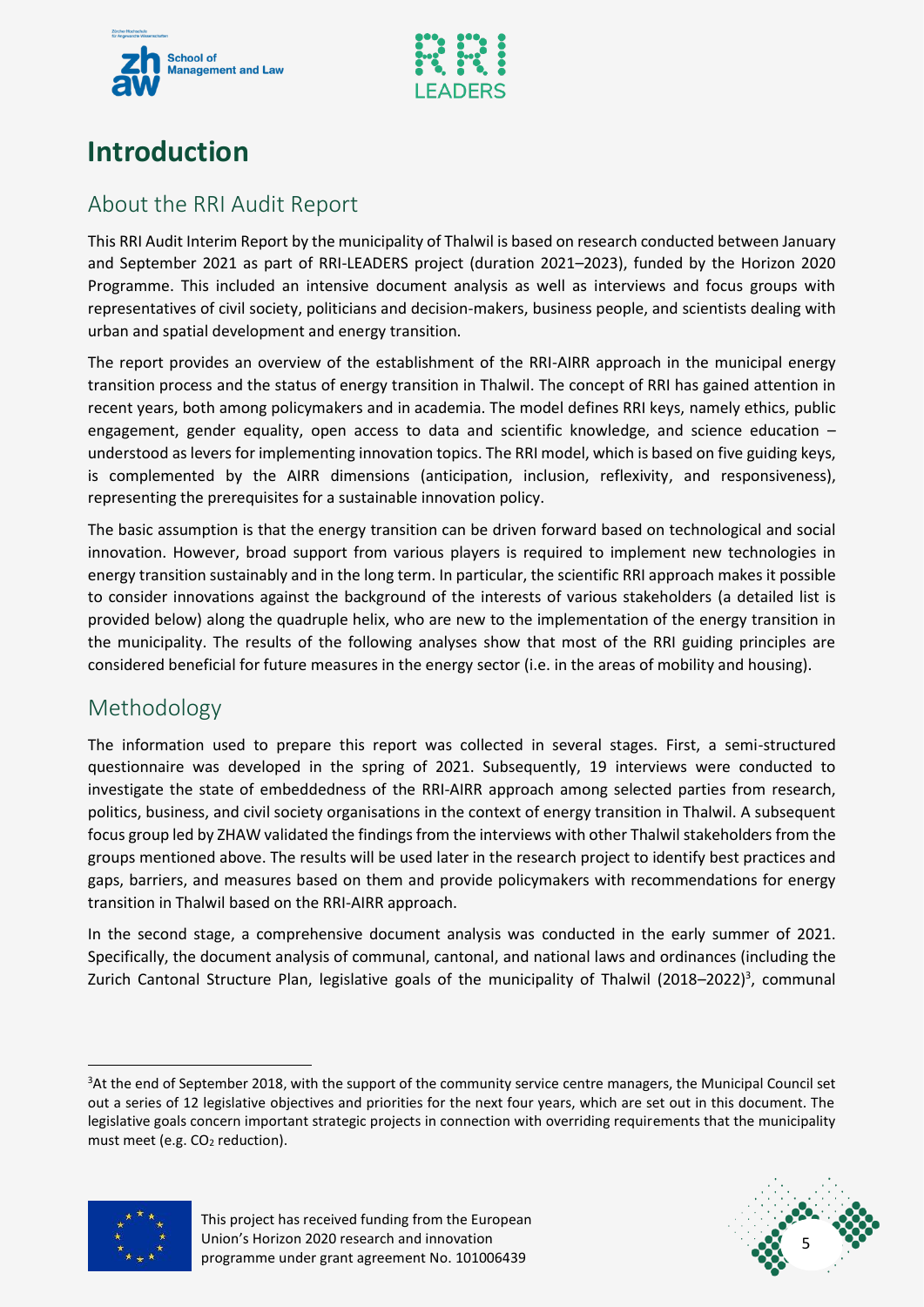# Introduction

## About the RRI Audit Report

This RRI Audit Interim Report by the municipality of Thalwil is based on research conducted between January and September 2021 as part of RRI-LEADERS project (duration 2021–2023), funded by the Horizon 2020 Programme. This included an intensive document analysis as well as interviews and focus groups with representatives of civil society, politicians and decision-makers, business people, and scientists dealing with urban and spatial development and energy transition.

The report provides an overview of the establishment of the RRI-AIRR approach in the municipal energy transition process and the status of energy transition in Thalwil. The concept of RRI has gained attention in recent years, both among policymakers and in academia. The model defines RRI keys, namely ethics, public engagement, gender equality, open access to data and scientific knowledge, and science education – understood as levers for implementing innovation topics. The RRI model, which is based on five guiding keys, is complemented by the AIRR dimensions (anticipation, inclusion, reflexivity, and responsiveness), representing the prerequisites for a sustainable innovation policy.

The basic assumption is that the energy transition can be driven forward based on technological and social innovation. However, broad support from various players is required to implement new technologies in energy transition sustainably and in the long term. In particular, the scientific RRI approach makes it possible to consider innovations against the background of the interests of various stakeholders (a detailed list is provided below) along the quadruple helix, who are new to the implementation of the energy transition in the municipality. The results of the following analyses show that most of the RRI guiding principles are considered beneficial for future measures in the energy sector (i.e. in the areas of mobility and housing).

## Methodology

The information used to prepare this report was collected in several stages. First, a semi-structured questionnaire was developed in the spring of 2021. Subsequently, 19 interviews were conducted to investigate the state of embeddedness of the RRI-AIRR approach among selected parties from research, politics, business, and civil society organisations in the context of energy transition in Thalwil. A subsequent focus group led by ZHAW validated the findings from the interviews with other Thalwil stakeholders from the groups mentioned above. The results will be used later in the research project to identify best practices and gaps, barriers, and measures based on them and provide policymakers with recommendations for energy transition in Thalwil based on the RRI-AIRR approach.

In the second stage, a comprehensive document analysis was conducted in the early summer of 2021. Specifically, the document analysis of communal, cantonal, and national laws and ordinances (including the Zurich Cantonal Structure Plan, legislative goals of the municipality of Thalwil (2018–2022)[3], communal

[3]At the end of September 2018, with the support of the community service centre managers, the Municipal Council set out a series of 12 legislative objectives and priorities for the next four years, which are set out in this document. The legislative goals concern important strategic projects in connection with overriding requirements that the municipality must meet (e.g. $CO_2$ reduction).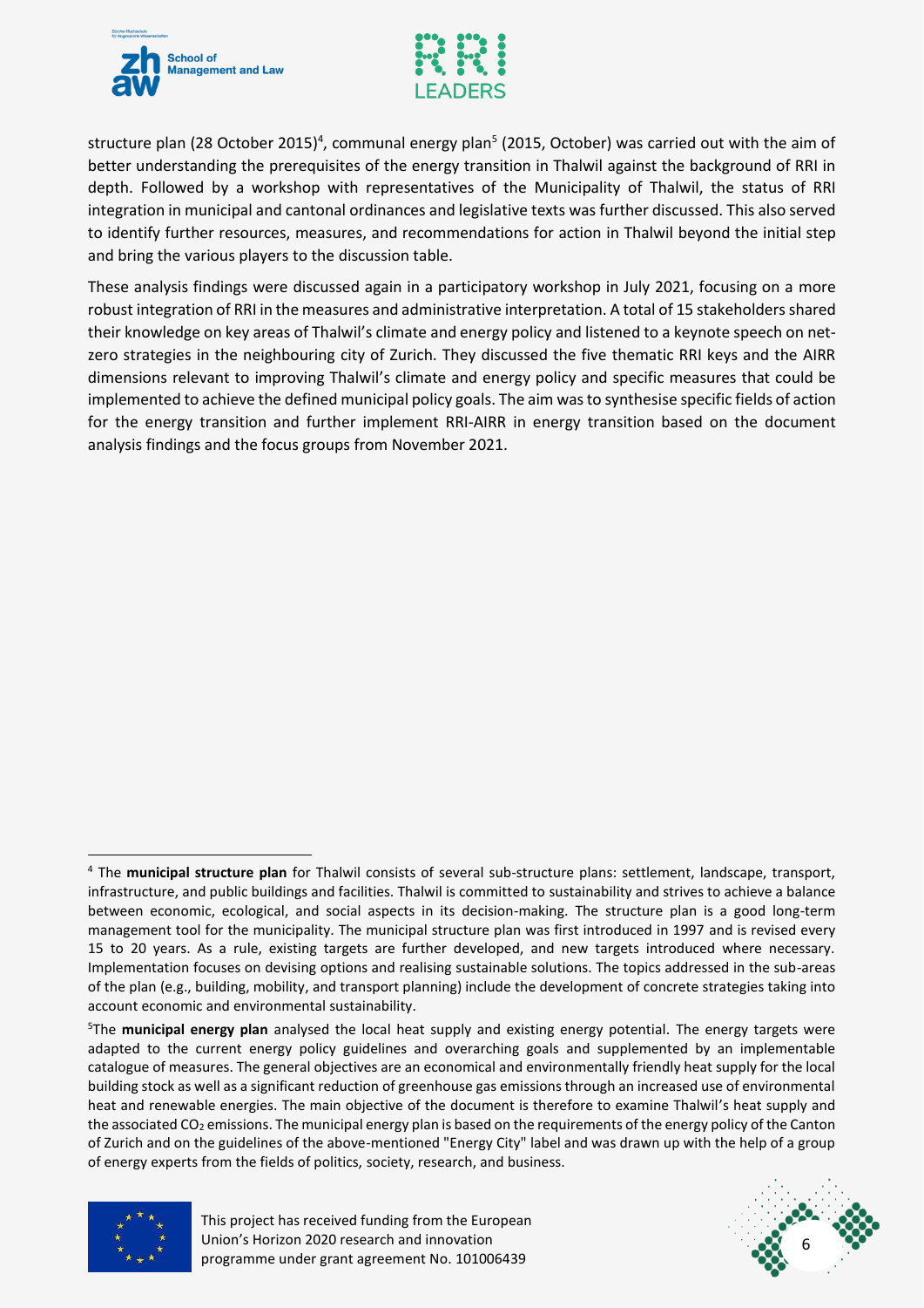structure plan (28 October 2015)[4], communal energy plan[5] (2015, October) was carried out with the aim of better understanding the prerequisites of the energy transition in Thalwil against the background of RRI in depth. Followed by a workshop with representatives of the Municipality of Thalwil, the status of RRI integration in municipal and cantonal ordinances and legislative texts was further discussed. This also served to identify further resources, measures, and recommendations for action in Thalwil beyond the initial step and bring the various players to the discussion table.

These analysis findings were discussed again in a participatory workshop in July 2021, focusing on a more robust integration of RRI in the measures and administrative interpretation. A total of 15 stakeholders shared their knowledge on key areas of Thalwil's climate and energy policy and listened to a keynote speech on net-zero strategies in the neighbouring city of Zurich. They discussed the five thematic RRI keys and the AIRR dimensions relevant to improving Thalwil's climate and energy policy and specific measures that could be implemented to achieve the defined municipal policy goals. The aim was to synthesise specific fields of action for the energy transition and further implement RRI-AIRR in energy transition based on the document analysis findings and the focus groups from November 2021.

[4] The **municipal structure plan** for Thalwil consists of several sub-structure plans: settlement, landscape, transport, infrastructure, and public buildings and facilities. Thalwil is committed to sustainability and strives to achieve a balance between economic, ecological, and social aspects in its decision-making. The structure plan is a good long-term management tool for the municipality. The municipal structure plan was first introduced in 1997 and is revised every 15 to 20 years. As a rule, existing targets are further developed, and new targets introduced where necessary. Implementation focuses on devising options and realising sustainable solutions. The topics addressed in the sub-areas of the plan (e.g., building, mobility, and transport planning) include the development of concrete strategies taking into account economic and environmental sustainability.

[5] The **municipal energy plan** analysed the local heat supply and existing energy potential. The energy targets were adapted to the current energy policy guidelines and overarching goals and supplemented by an implementable catalogue of measures. The general objectives are an economical and environmentally friendly heat supply for the local building stock as well as a significant reduction of greenhouse gas emissions through an increased use of environmental heat and renewable energies. The main objective of the document is therefore to examine Thalwil's heat supply and the associated $CO_2$ emissions. The municipal energy plan is based on the requirements of the energy policy of the Canton of Zurich and on the guidelines of the above-mentioned "Energy City" label and was drawn up with the help of a group of energy experts from the fields of politics, society, research, and business.

This project has received funding from the European Union's Horizon 2020 research and innovation programme under grant agreement No. 101006439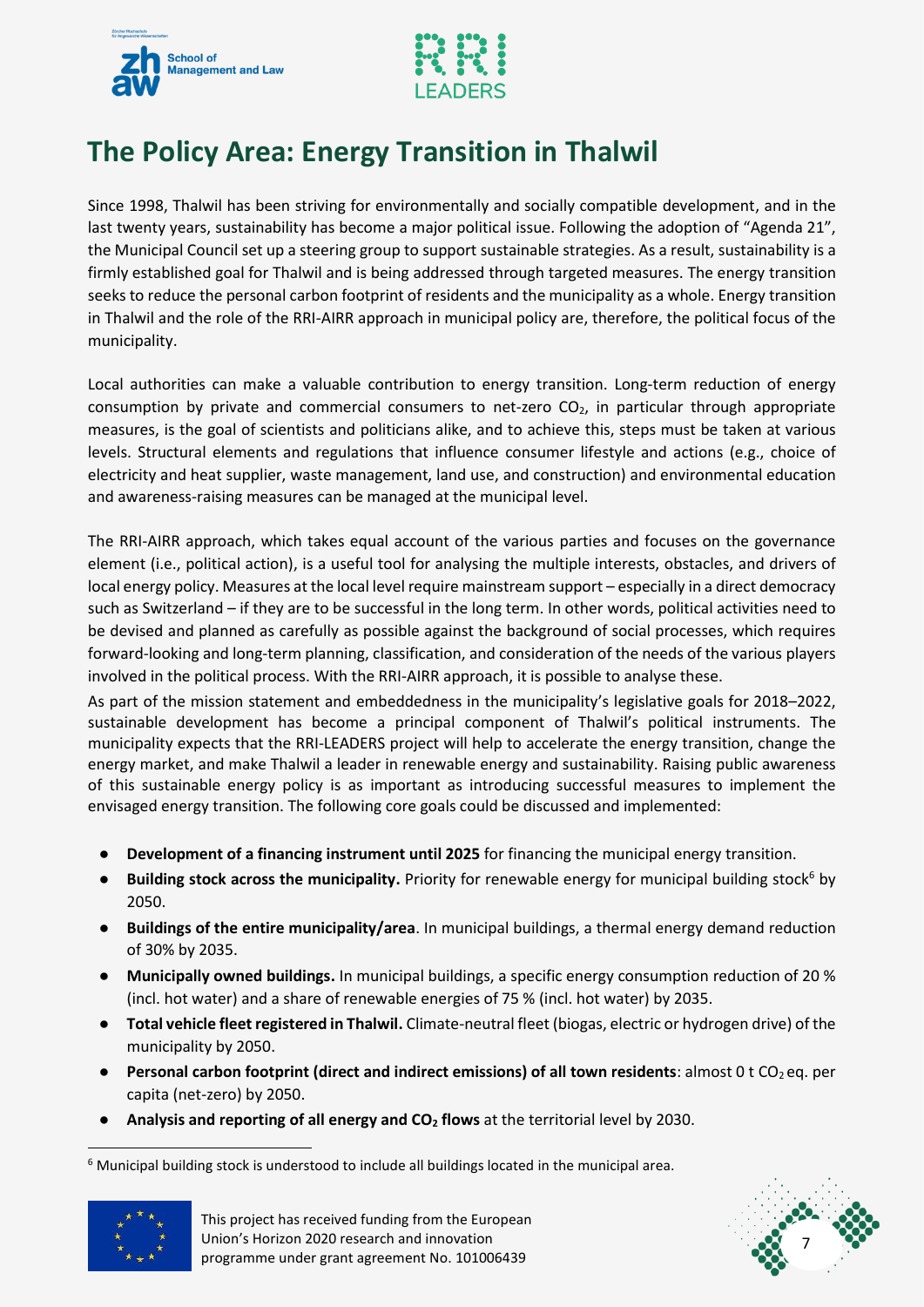# The Policy Area: Energy Transition in Thalwil

Since 1998, Thalwil has been striving for environmentally and socially compatible development, and in the last twenty years, sustainability has become a major political issue. Following the adoption of "Agenda 21", the Municipal Council set up a steering group to support sustainable strategies. As a result, sustainability is a firmly established goal for Thalwil and is being addressed through targeted measures. The energy transition seeks to reduce the personal carbon footprint of residents and the municipality as a whole. Energy transition in Thalwil and the role of the RRI-AIRR approach in municipal policy are, therefore, the political focus of the municipality.

Local authorities can make a valuable contribution to energy transition. Long-term reduction of energy consumption by private and commercial consumers to net-zero $CO_2$, in particular through appropriate measures, is the goal of scientists and politicians alike, and to achieve this, steps must be taken at various levels. Structural elements and regulations that influence consumer lifestyle and actions (e.g., choice of electricity and heat supplier, waste management, land use, and construction) and environmental education and awareness-raising measures can be managed at the municipal level.

The RRI-AIRR approach, which takes equal account of the various parties and focuses on the governance element (i.e., political action), is a useful tool for analysing the multiple interests, obstacles, and drivers of local energy policy. Measures at the local level require mainstream support – especially in a direct democracy such as Switzerland – if they are to be successful in the long term. In other words, political activities need to be devised and planned as carefully as possible against the background of social processes, which requires forward-looking and long-term planning, classification, and consideration of the needs of the various players involved in the political process. With the RRI-AIRR approach, it is possible to analyse these.

As part of the mission statement and embeddedness in the municipality's legislative goals for 2018–2022, sustainable development has become a principal component of Thalwil's political instruments. The municipality expects that the RRI-LEADERS project will help to accelerate the energy transition, change the energy market, and make Thalwil a leader in renewable energy and sustainability. Raising public awareness of this sustainable energy policy is as important as introducing successful measures to implement the envisaged energy transition. The following core goals could be discussed and implemented:

- **Development of a financing instrument until 2025** for financing the municipal energy transition.
- **Building stock across the municipality.** Priority for renewable energy for municipal building stock[6] by 2050.
- **Buildings of the entire municipality/area**. In municipal buildings, a thermal energy demand reduction of 30% by 2035.
- **Municipally owned buildings.** In municipal buildings, a specific energy consumption reduction of 20 % (incl. hot water) and a share of renewable energies of 75 % (incl. hot water) by 2035.
- **Total vehicle fleet registered in Thalwil.** Climate-neutral fleet (biogas, electric or hydrogen drive) of the municipality by 2050.
- **Personal carbon footprint (direct and indirect emissions) of all town residents**: almost 0 t $CO_2$ eq. per capita (net-zero) by 2050.
- **Analysis and reporting of all energy and $CO_2$ flows** at the territorial level by 2030.

[6] Municipal building stock is understood to include all buildings located in the municipal area.

This project has received funding from the European Union's Horizon 2020 research and innovation programme under grant agreement No. 101006439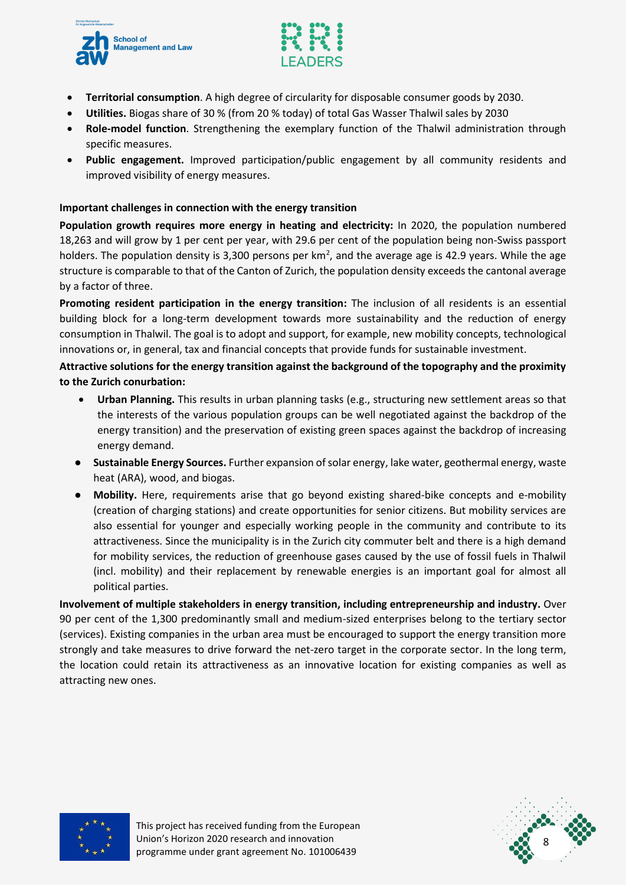- **Territorial consumption**. A high degree of circularity for disposable consumer goods by 2030.
- **Utilities.** Biogas share of 30 % (from 20 % today) of total Gas Wasser Thalwil sales by 2030
- **Role-model function**. Strengthening the exemplary function of the Thalwil administration through specific measures.
- **Public engagement.** Improved participation/public engagement by all community residents and improved visibility of energy measures.

**Important challenges in connection with the energy transition**

**Population growth requires more energy in heating and electricity:** In 2020, the population numbered 18,263 and will grow by 1 per cent per year, with 29.6 per cent of the population being non-Swiss passport holders. The population density is 3,300 persons per km$^2$, and the average age is 42.9 years. While the age structure is comparable to that of the Canton of Zurich, the population density exceeds the cantonal average by a factor of three.

**Promoting resident participation in the energy transition:** The inclusion of all residents is an essential building block for a long-term development towards more sustainability and the reduction of energy consumption in Thalwil. The goal is to adopt and support, for example, new mobility concepts, technological innovations or, in general, tax and financial concepts that provide funds for sustainable investment.

**Attractive solutions for the energy transition against the background of the topography and the proximity to the Zurich conurbation:**

- **Urban Planning.** This results in urban planning tasks (e.g., structuring new settlement areas so that the interests of the various population groups can be well negotiated against the backdrop of the energy transition) and the preservation of existing green spaces against the backdrop of increasing energy demand.
- **Sustainable Energy Sources.** Further expansion of solar energy, lake water, geothermal energy, waste heat (ARA), wood, and biogas.
- **Mobility.** Here, requirements arise that go beyond existing shared-bike concepts and e-mobility (creation of charging stations) and create opportunities for senior citizens. But mobility services are also essential for younger and especially working people in the community and contribute to its attractiveness. Since the municipality is in the Zurich city commuter belt and there is a high demand for mobility services, the reduction of greenhouse gases caused by the use of fossil fuels in Thalwil (incl. mobility) and their replacement by renewable energies is an important goal for almost all political parties.

**Involvement of multiple stakeholders in energy transition, including entrepreneurship and industry.** Over 90 per cent of the 1,300 predominantly small and medium-sized enterprises belong to the tertiary sector (services). Existing companies in the urban area must be encouraged to support the energy transition more strongly and take measures to drive forward the net-zero target in the corporate sector. In the long term, the location could retain its attractiveness as an innovative location for existing companies as well as attracting new ones.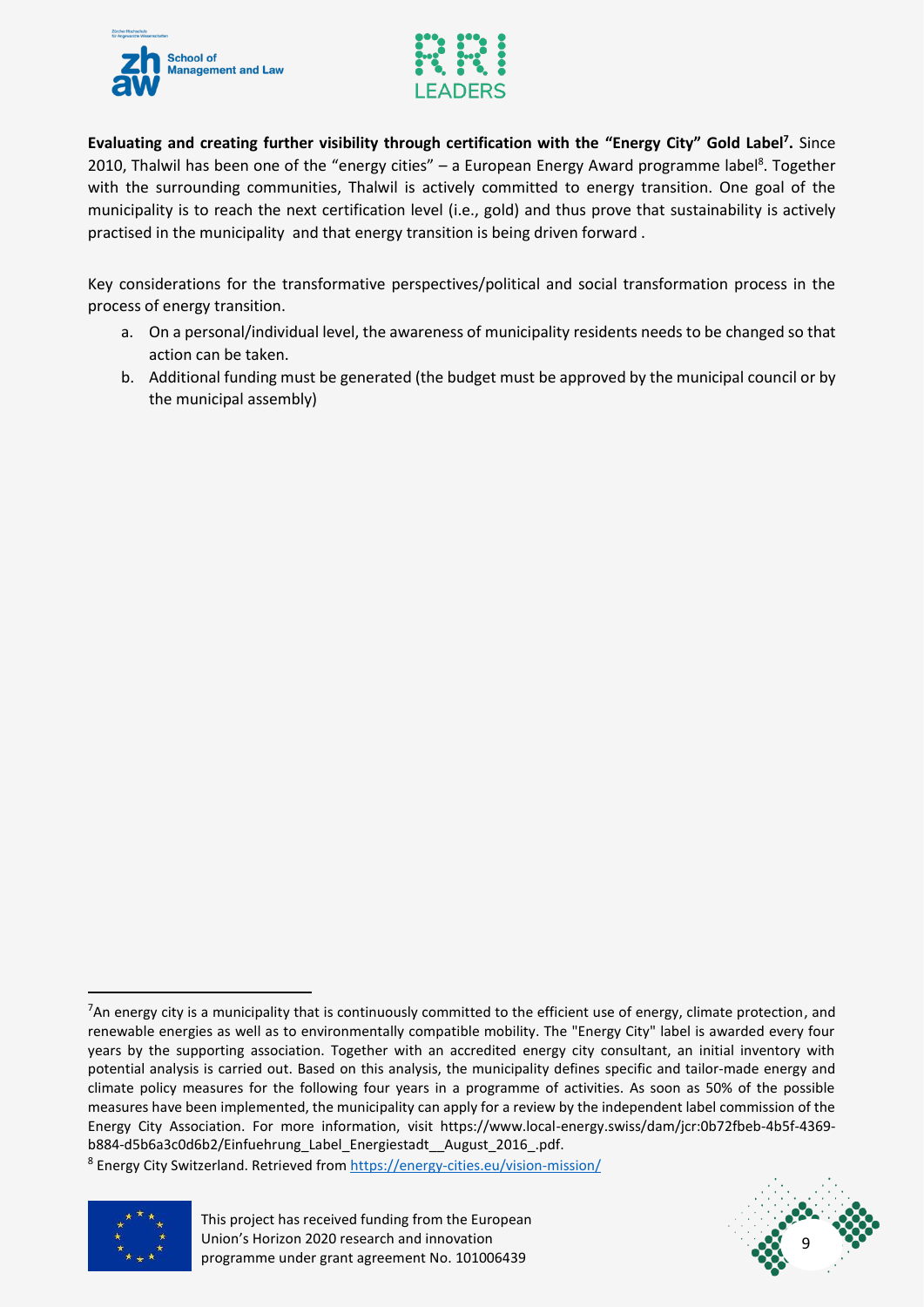**Evaluating and creating further visibility through certification with the "Energy City" Gold Label[7].** Since 2010, Thalwil has been one of the "energy cities" – a European Energy Award programme label[8]. Together with the surrounding communities, Thalwil is actively committed to energy transition. One goal of the municipality is to reach the next certification level (i.e., gold) and thus prove that sustainability is actively practised in the municipality and that energy transition is being driven forward .

Key considerations for the transformative perspectives/political and social transformation process in the process of energy transition.

a. On a personal/individual level, the awareness of municipality residents needs to be changed so that action can be taken.
b. Additional funding must be generated (the budget must be approved by the municipal council or by the municipal assembly)

---

[7] An energy city is a municipality that is continuously committed to the efficient use of energy, climate protection, and renewable energies as well as to environmentally compatible mobility. The "Energy City" label is awarded every four years by the supporting association. Together with an accredited energy city consultant, an initial inventory with potential analysis is carried out. Based on this analysis, the municipality defines specific and tailor-made energy and climate policy measures for the following four years in a programme of activities. As soon as 50% of the possible measures have been implemented, the municipality can apply for a review by the independent label commission of the Energy City Association. For more information, visit https://www.local-energy.swiss/dam/jcr:0b72fbeb-4b5f-4369-b884-d5b6a3c0d6b2/Einfuehrung_Label_Energiestadt__August_2016_.pdf.

[8] Energy City Switzerland. Retrieved from https://energy-cities.eu/vision-mission/

This project has received funding from the European Union's Horizon 2020 research and innovation programme under grant agreement No. 101006439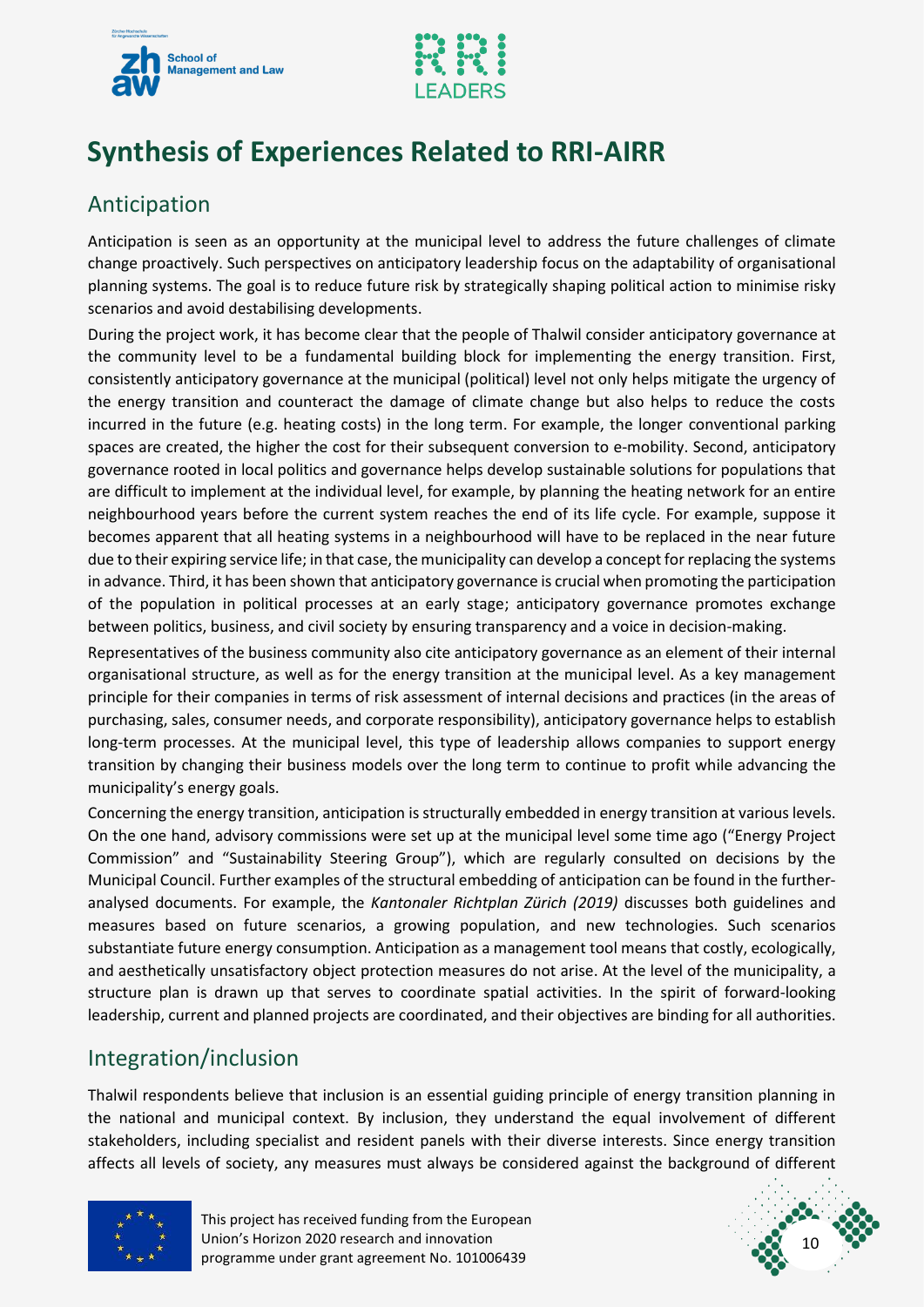# Synthesis of Experiences Related to RRI-AIRR

## Anticipation

Anticipation is seen as an opportunity at the municipal level to address the future challenges of climate change proactively. Such perspectives on anticipatory leadership focus on the adaptability of organisational planning systems. The goal is to reduce future risk by strategically shaping political action to minimise risky scenarios and avoid destabilising developments.

During the project work, it has become clear that the people of Thalwil consider anticipatory governance at the community level to be a fundamental building block for implementing the energy transition. First, consistently anticipatory governance at the municipal (political) level not only helps mitigate the urgency of the energy transition and counteract the damage of climate change but also helps to reduce the costs incurred in the future (e.g. heating costs) in the long term. For example, the longer conventional parking spaces are created, the higher the cost for their subsequent conversion to e-mobility. Second, anticipatory governance rooted in local politics and governance helps develop sustainable solutions for populations that are difficult to implement at the individual level, for example, by planning the heating network for an entire neighbourhood years before the current system reaches the end of its life cycle. For example, suppose it becomes apparent that all heating systems in a neighbourhood will have to be replaced in the near future due to their expiring service life; in that case, the municipality can develop a concept for replacing the systems in advance. Third, it has been shown that anticipatory governance is crucial when promoting the participation of the population in political processes at an early stage; anticipatory governance promotes exchange between politics, business, and civil society by ensuring transparency and a voice in decision-making.

Representatives of the business community also cite anticipatory governance as an element of their internal organisational structure, as well as for the energy transition at the municipal level. As a key management principle for their companies in terms of risk assessment of internal decisions and practices (in the areas of purchasing, sales, consumer needs, and corporate responsibility), anticipatory governance helps to establish long-term processes. At the municipal level, this type of leadership allows companies to support energy transition by changing their business models over the long term to continue to profit while advancing the municipality's energy goals.

Concerning the energy transition, anticipation is structurally embedded in energy transition at various levels. On the one hand, advisory commissions were set up at the municipal level some time ago ("Energy Project Commission" and "Sustainability Steering Group"), which are regularly consulted on decisions by the Municipal Council. Further examples of the structural embedding of anticipation can be found in the further-analysed documents. For example, the *Kantonaler Richtplan Zürich (2019)* discusses both guidelines and measures based on future scenarios, a growing population, and new technologies. Such scenarios substantiate future energy consumption. Anticipation as a management tool means that costly, ecologically, and aesthetically unsatisfactory object protection measures do not arise. At the level of the municipality, a structure plan is drawn up that serves to coordinate spatial activities. In the spirit of forward-looking leadership, current and planned projects are coordinated, and their objectives are binding for all authorities.

## Integration/inclusion

Thalwil respondents believe that inclusion is an essential guiding principle of energy transition planning in the national and municipal context. By inclusion, they understand the equal involvement of different stakeholders, including specialist and resident panels with their diverse interests. Since energy transition affects all levels of society, any measures must always be considered against the background of different

This project has received funding from the European Union's Horizon 2020 research and innovation programme under grant agreement No. 101006439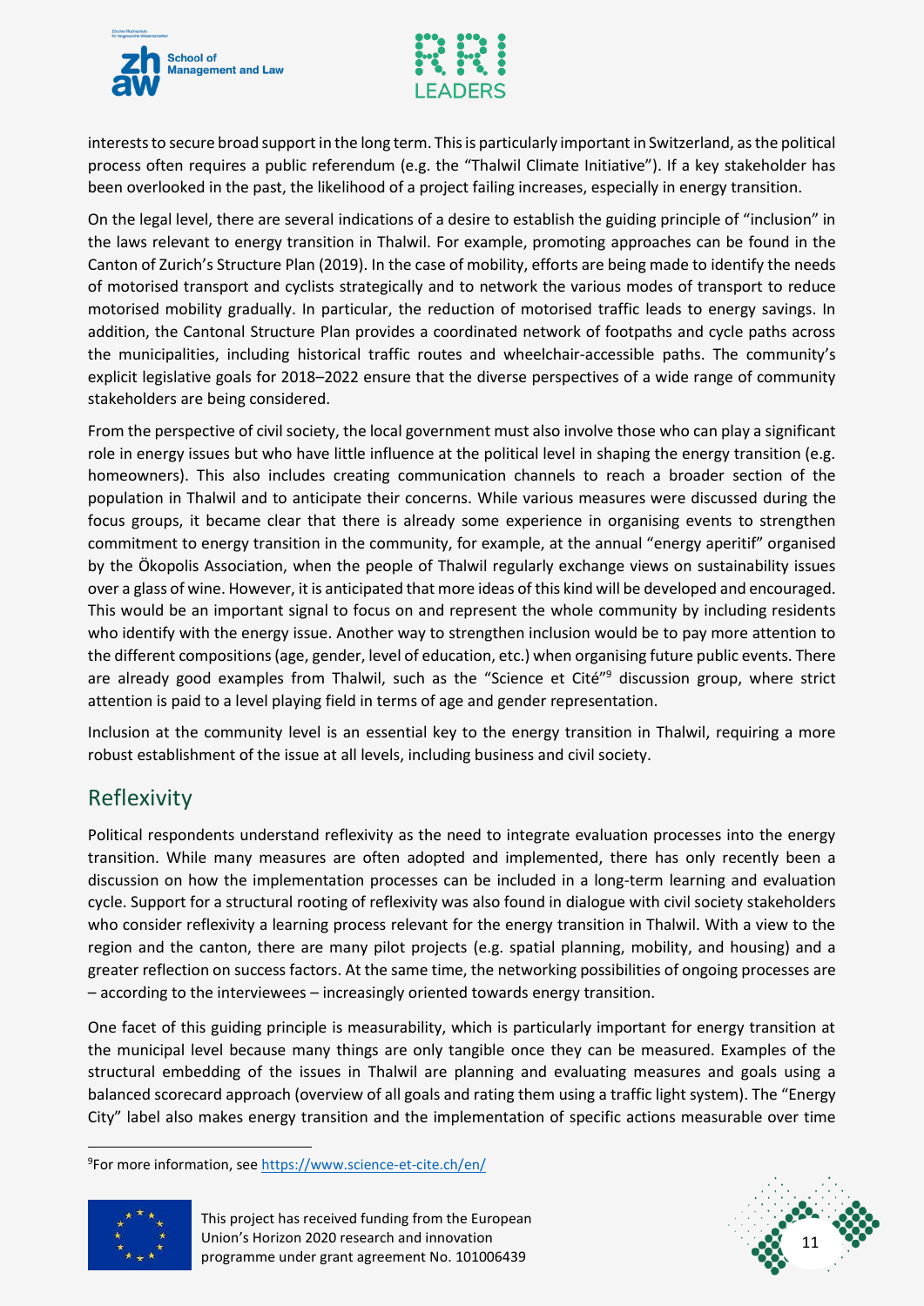interests to secure broad support in the long term. This is particularly important in Switzerland, as the political process often requires a public referendum (e.g. the "Thalwil Climate Initiative"). If a key stakeholder has been overlooked in the past, the likelihood of a project failing increases, especially in energy transition.

On the legal level, there are several indications of a desire to establish the guiding principle of "inclusion" in the laws relevant to energy transition in Thalwil. For example, promoting approaches can be found in the Canton of Zurich's Structure Plan (2019). In the case of mobility, efforts are being made to identify the needs of motorised transport and cyclists strategically and to network the various modes of transport to reduce motorised mobility gradually. In particular, the reduction of motorised traffic leads to energy savings. In addition, the Cantonal Structure Plan provides a coordinated network of footpaths and cycle paths across the municipalities, including historical traffic routes and wheelchair-accessible paths. The community's explicit legislative goals for 2018–2022 ensure that the diverse perspectives of a wide range of community stakeholders are being considered.

From the perspective of civil society, the local government must also involve those who can play a significant role in energy issues but who have little influence at the political level in shaping the energy transition (e.g. homeowners). This also includes creating communication channels to reach a broader section of the population in Thalwil and to anticipate their concerns. While various measures were discussed during the focus groups, it became clear that there is already some experience in organising events to strengthen commitment to energy transition in the community, for example, at the annual "energy aperitif" organised by the Ökopolis Association, when the people of Thalwil regularly exchange views on sustainability issues over a glass of wine. However, it is anticipated that more ideas of this kind will be developed and encouraged. This would be an important signal to focus on and represent the whole community by including residents who identify with the energy issue. Another way to strengthen inclusion would be to pay more attention to the different compositions (age, gender, level of education, etc.) when organising future public events. There are already good examples from Thalwil, such as the "Science et Cité"[9] discussion group, where strict attention is paid to a level playing field in terms of age and gender representation.

Inclusion at the community level is an essential key to the energy transition in Thalwil, requiring a more robust establishment of the issue at all levels, including business and civil society.

## Reflexivity

Political respondents understand reflexivity as the need to integrate evaluation processes into the energy transition. While many measures are often adopted and implemented, there has only recently been a discussion on how the implementation processes can be included in a long-term learning and evaluation cycle. Support for a structural rooting of reflexivity was also found in dialogue with civil society stakeholders who consider reflexivity a learning process relevant for the energy transition in Thalwil. With a view to the region and the canton, there are many pilot projects (e.g. spatial planning, mobility, and housing) and a greater reflection on success factors. At the same time, the networking possibilities of ongoing processes are – according to the interviewees – increasingly oriented towards energy transition.

One facet of this guiding principle is measurability, which is particularly important for energy transition at the municipal level because many things are only tangible once they can be measured. Examples of the structural embedding of the issues in Thalwil are planning and evaluating measures and goals using a balanced scorecard approach (overview of all goals and rating them using a traffic light system). The "Energy City" label also makes energy transition and the implementation of specific actions measurable over time

[9] For more information, see https://www.science-et-cite.ch/en/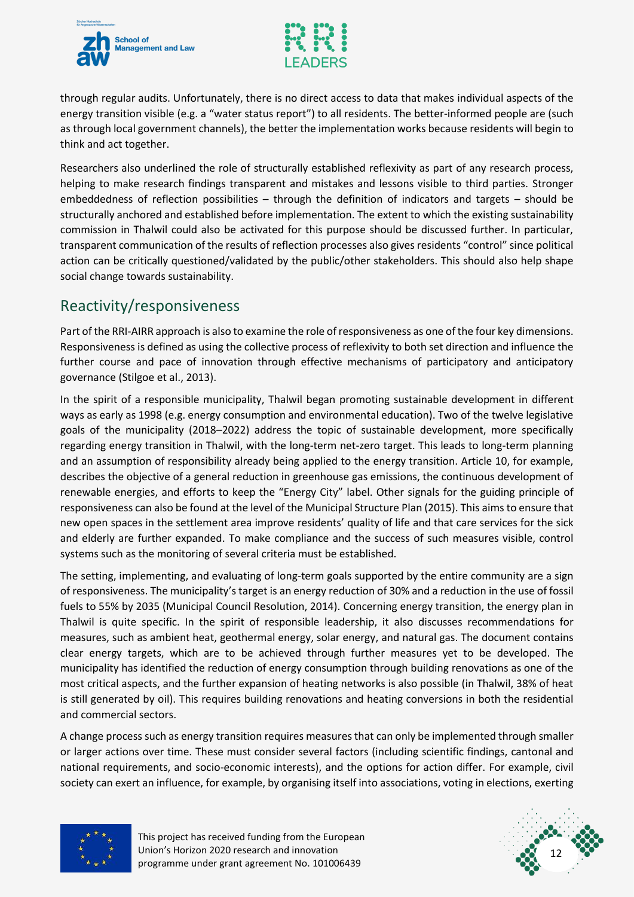through regular audits. Unfortunately, there is no direct access to data that makes individual aspects of the energy transition visible (e.g. a "water status report") to all residents. The better-informed people are (such as through local government channels), the better the implementation works because residents will begin to think and act together.

Researchers also underlined the role of structurally established reflexivity as part of any research process, helping to make research findings transparent and mistakes and lessons visible to third parties. Stronger embeddedness of reflection possibilities – through the definition of indicators and targets – should be structurally anchored and established before implementation. The extent to which the existing sustainability commission in Thalwil could also be activated for this purpose should be discussed further. In particular, transparent communication of the results of reflection processes also gives residents "control" since political action can be critically questioned/validated by the public/other stakeholders. This should also help shape social change towards sustainability.

## Reactivity/responsiveness

Part of the RRI-AIRR approach is also to examine the role of responsiveness as one of the four key dimensions. Responsiveness is defined as using the collective process of reflexivity to both set direction and influence the further course and pace of innovation through effective mechanisms of participatory and anticipatory governance (Stilgoe et al., 2013).

In the spirit of a responsible municipality, Thalwil began promoting sustainable development in different ways as early as 1998 (e.g. energy consumption and environmental education). Two of the twelve legislative goals of the municipality (2018–2022) address the topic of sustainable development, more specifically regarding energy transition in Thalwil, with the long-term net-zero target. This leads to long-term planning and an assumption of responsibility already being applied to the energy transition. Article 10, for example, describes the objective of a general reduction in greenhouse gas emissions, the continuous development of renewable energies, and efforts to keep the "Energy City" label. Other signals for the guiding principle of responsiveness can also be found at the level of the Municipal Structure Plan (2015). This aims to ensure that new open spaces in the settlement area improve residents' quality of life and that care services for the sick and elderly are further expanded. To make compliance and the success of such measures visible, control systems such as the monitoring of several criteria must be established.

The setting, implementing, and evaluating of long-term goals supported by the entire community are a sign of responsiveness. The municipality's target is an energy reduction of 30% and a reduction in the use of fossil fuels to 55% by 2035 (Municipal Council Resolution, 2014). Concerning energy transition, the energy plan in Thalwil is quite specific. In the spirit of responsible leadership, it also discusses recommendations for measures, such as ambient heat, geothermal energy, solar energy, and natural gas. The document contains clear energy targets, which are to be achieved through further measures yet to be developed. The municipality has identified the reduction of energy consumption through building renovations as one of the most critical aspects, and the further expansion of heating networks is also possible (in Thalwil, 38% of heat is still generated by oil). This requires building renovations and heating conversions in both the residential and commercial sectors.

A change process such as energy transition requires measures that can only be implemented through smaller or larger actions over time. These must consider several factors (including scientific findings, cantonal and national requirements, and socio-economic interests), and the options for action differ. For example, civil society can exert an influence, for example, by organising itself into associations, voting in elections, exerting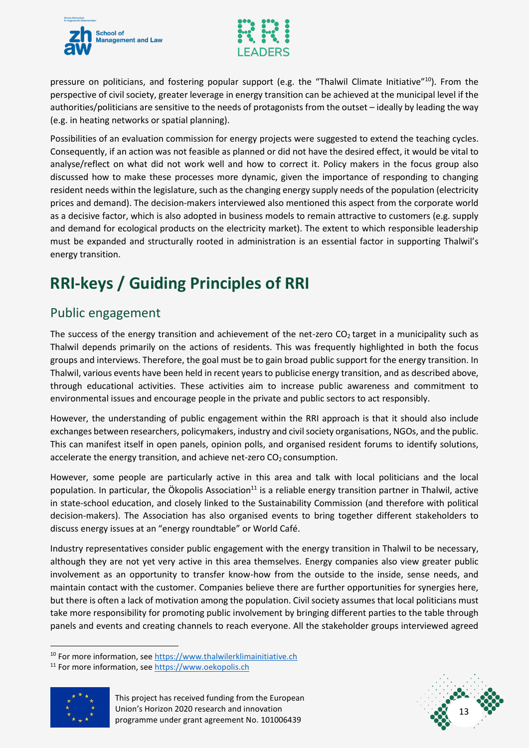pressure on politicians, and fostering popular support (e.g. the "Thalwil Climate Initiative"[10]). From the perspective of civil society, greater leverage in energy transition can be achieved at the municipal level if the authorities/politicians are sensitive to the needs of protagonists from the outset – ideally by leading the way (e.g. in heating networks or spatial planning).

Possibilities of an evaluation commission for energy projects were suggested to extend the teaching cycles. Consequently, if an action was not feasible as planned or did not have the desired effect, it would be vital to analyse/reflect on what did not work well and how to correct it. Policy makers in the focus group also discussed how to make these processes more dynamic, given the importance of responding to changing resident needs within the legislature, such as the changing energy supply needs of the population (electricity prices and demand). The decision-makers interviewed also mentioned this aspect from the corporate world as a decisive factor, which is also adopted in business models to remain attractive to customers (e.g. supply and demand for ecological products on the electricity market). The extent to which responsible leadership must be expanded and structurally rooted in administration is an essential factor in supporting Thalwil's energy transition.

# RRI-keys / Guiding Principles of RRI

## Public engagement

The success of the energy transition and achievement of the net-zero $CO_2$ target in a municipality such as Thalwil depends primarily on the actions of residents. This was frequently highlighted in both the focus groups and interviews. Therefore, the goal must be to gain broad public support for the energy transition. In Thalwil, various events have been held in recent years to publicise energy transition, and as described above, through educational activities. These activities aim to increase public awareness and commitment to environmental issues and encourage people in the private and public sectors to act responsibly.

However, the understanding of public engagement within the RRI approach is that it should also include exchanges between researchers, policymakers, industry and civil society organisations, NGOs, and the public. This can manifest itself in open panels, opinion polls, and organised resident forums to identify solutions, accelerate the energy transition, and achieve net-zero $CO_2$ consumption.

However, some people are particularly active in this area and talk with local politicians and the local population. In particular, the Ökopolis Association[11] is a reliable energy transition partner in Thalwil, active in state-school education, and closely linked to the Sustainability Commission (and therefore with political decision-makers). The Association has also organised events to bring together different stakeholders to discuss energy issues at an "energy roundtable" or World Café.

Industry representatives consider public engagement with the energy transition in Thalwil to be necessary, although they are not yet very active in this area themselves. Energy companies also view greater public involvement as an opportunity to transfer know-how from the outside to the inside, sense needs, and maintain contact with the customer. Companies believe there are further opportunities for synergies here, but there is often a lack of motivation among the population. Civil society assumes that local politicians must take more responsibility for promoting public involvement by bringing different parties to the table through panels and events and creating channels to reach everyone. All the stakeholder groups interviewed agreed

[10] For more information, see https://www.thalwilerklimainitiative.ch

[11] For more information, see https://www.oekopolis.ch

This project has received funding from the European Union's Horizon 2020 research and innovation programme under grant agreement No. 101006439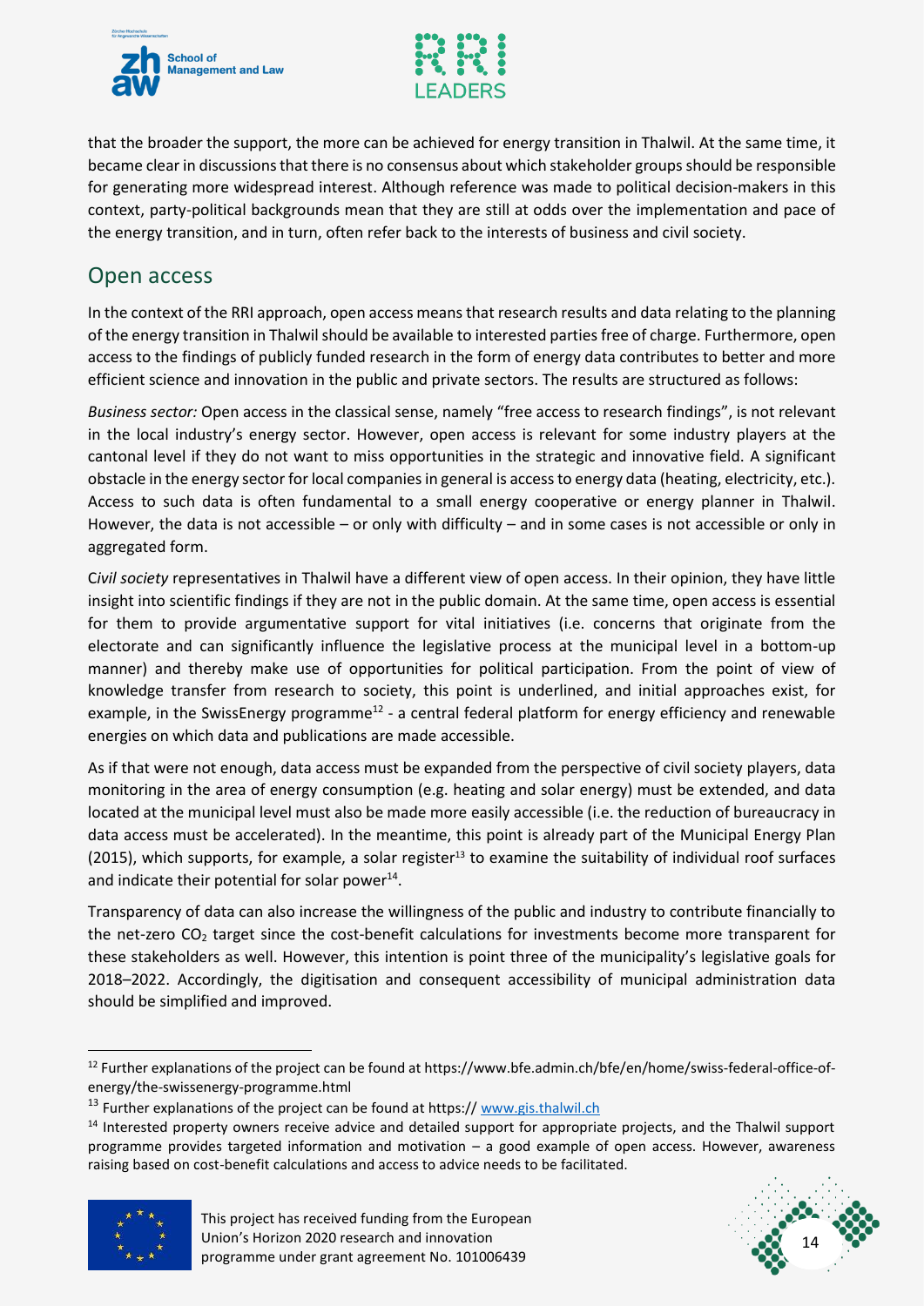that the broader the support, the more can be achieved for energy transition in Thalwil. At the same time, it became clear in discussions that there is no consensus about which stakeholder groups should be responsible for generating more widespread interest. Although reference was made to political decision-makers in this context, party-political backgrounds mean that they are still at odds over the implementation and pace of the energy transition, and in turn, often refer back to the interests of business and civil society.

## Open access

In the context of the RRI approach, open access means that research results and data relating to the planning of the energy transition in Thalwil should be available to interested parties free of charge. Furthermore, open access to the findings of publicly funded research in the form of energy data contributes to better and more efficient science and innovation in the public and private sectors. The results are structured as follows:

*Business sector:* Open access in the classical sense, namely "free access to research findings", is not relevant in the local industry's energy sector. However, open access is relevant for some industry players at the cantonal level if they do not want to miss opportunities in the strategic and innovative field. A significant obstacle in the energy sector for local companies in general is access to energy data (heating, electricity, etc.). Access to such data is often fundamental to a small energy cooperative or energy planner in Thalwil. However, the data is not accessible – or only with difficulty – and in some cases is not accessible or only in aggregated form.

C*ivil society* representatives in Thalwil have a different view of open access. In their opinion, they have little insight into scientific findings if they are not in the public domain. At the same time, open access is essential for them to provide argumentative support for vital initiatives (i.e. concerns that originate from the electorate and can significantly influence the legislative process at the municipal level in a bottom-up manner) and thereby make use of opportunities for political participation. From the point of view of knowledge transfer from research to society, this point is underlined, and initial approaches exist, for example, in the SwissEnergy programme[12] - a central federal platform for energy efficiency and renewable energies on which data and publications are made accessible.

As if that were not enough, data access must be expanded from the perspective of civil society players, data monitoring in the area of energy consumption (e.g. heating and solar energy) must be extended, and data located at the municipal level must also be made more easily accessible (i.e. the reduction of bureaucracy in data access must be accelerated). In the meantime, this point is already part of the Municipal Energy Plan (2015), which supports, for example, a solar register[13] to examine the suitability of individual roof surfaces and indicate their potential for solar power[14].

Transparency of data can also increase the willingness of the public and industry to contribute financially to the net-zero $CO_2$ target since the cost-benefit calculations for investments become more transparent for these stakeholders as well. However, this intention is point three of the municipality's legislative goals for 2018–2022. Accordingly, the digitisation and consequent accessibility of municipal administration data should be simplified and improved.

---

[12] Further explanations of the project can be found at https://www.bfe.admin.ch/bfe/en/home/swiss-federal-office-of-energy/the-swissenergy-programme.html

[13] Further explanations of the project can be found at https:// www.gis.thalwil.ch

[14] Interested property owners receive advice and detailed support for appropriate projects, and the Thalwil support programme provides targeted information and motivation – a good example of open access. However, awareness raising based on cost-benefit calculations and access to advice needs to be facilitated.

This project has received funding from the European Union's Horizon 2020 research and innovation programme under grant agreement No. 101006439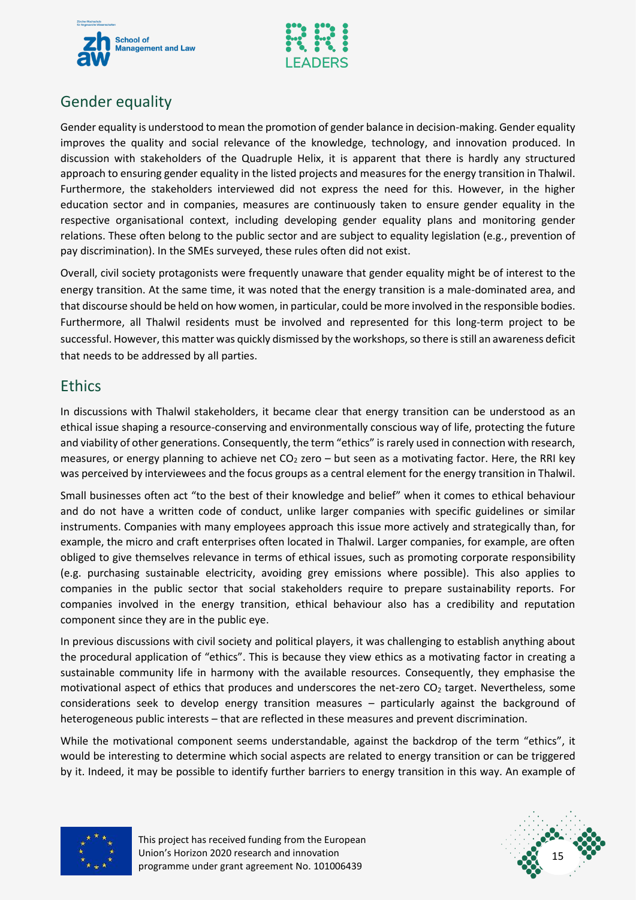## Gender equality

Gender equality is understood to mean the promotion of gender balance in decision-making. Gender equality improves the quality and social relevance of the knowledge, technology, and innovation produced. In discussion with stakeholders of the Quadruple Helix, it is apparent that there is hardly any structured approach to ensuring gender equality in the listed projects and measures for the energy transition in Thalwil. Furthermore, the stakeholders interviewed did not express the need for this. However, in the higher education sector and in companies, measures are continuously taken to ensure gender equality in the respective organisational context, including developing gender equality plans and monitoring gender relations. These often belong to the public sector and are subject to equality legislation (e.g., prevention of pay discrimination). In the SMEs surveyed, these rules often did not exist.

Overall, civil society protagonists were frequently unaware that gender equality might be of interest to the energy transition. At the same time, it was noted that the energy transition is a male-dominated area, and that discourse should be held on how women, in particular, could be more involved in the responsible bodies. Furthermore, all Thalwil residents must be involved and represented for this long-term project to be successful. However, this matter was quickly dismissed by the workshops, so there is still an awareness deficit that needs to be addressed by all parties.

## Ethics

In discussions with Thalwil stakeholders, it became clear that energy transition can be understood as an ethical issue shaping a resource-conserving and environmentally conscious way of life, protecting the future and viability of other generations. Consequently, the term "ethics" is rarely used in connection with research, measures, or energy planning to achieve net $CO_2$ zero – but seen as a motivating factor. Here, the RRI key was perceived by interviewees and the focus groups as a central element for the energy transition in Thalwil.

Small businesses often act "to the best of their knowledge and belief" when it comes to ethical behaviour and do not have a written code of conduct, unlike larger companies with specific guidelines or similar instruments. Companies with many employees approach this issue more actively and strategically than, for example, the micro and craft enterprises often located in Thalwil. Larger companies, for example, are often obliged to give themselves relevance in terms of ethical issues, such as promoting corporate responsibility (e.g. purchasing sustainable electricity, avoiding grey emissions where possible). This also applies to companies in the public sector that social stakeholders require to prepare sustainability reports. For companies involved in the energy transition, ethical behaviour also has a credibility and reputation component since they are in the public eye.

In previous discussions with civil society and political players, it was challenging to establish anything about the procedural application of "ethics". This is because they view ethics as a motivating factor in creating a sustainable community life in harmony with the available resources. Consequently, they emphasise the motivational aspect of ethics that produces and underscores the net-zero $CO_2$ target. Nevertheless, some considerations seek to develop energy transition measures – particularly against the background of heterogeneous public interests – that are reflected in these measures and prevent discrimination.

While the motivational component seems understandable, against the backdrop of the term "ethics", it would be interesting to determine which social aspects are related to energy transition or can be triggered by it. Indeed, it may be possible to identify further barriers to energy transition in this way. An example of

This project has received funding from the European Union's Horizon 2020 research and innovation programme under grant agreement No. 101006439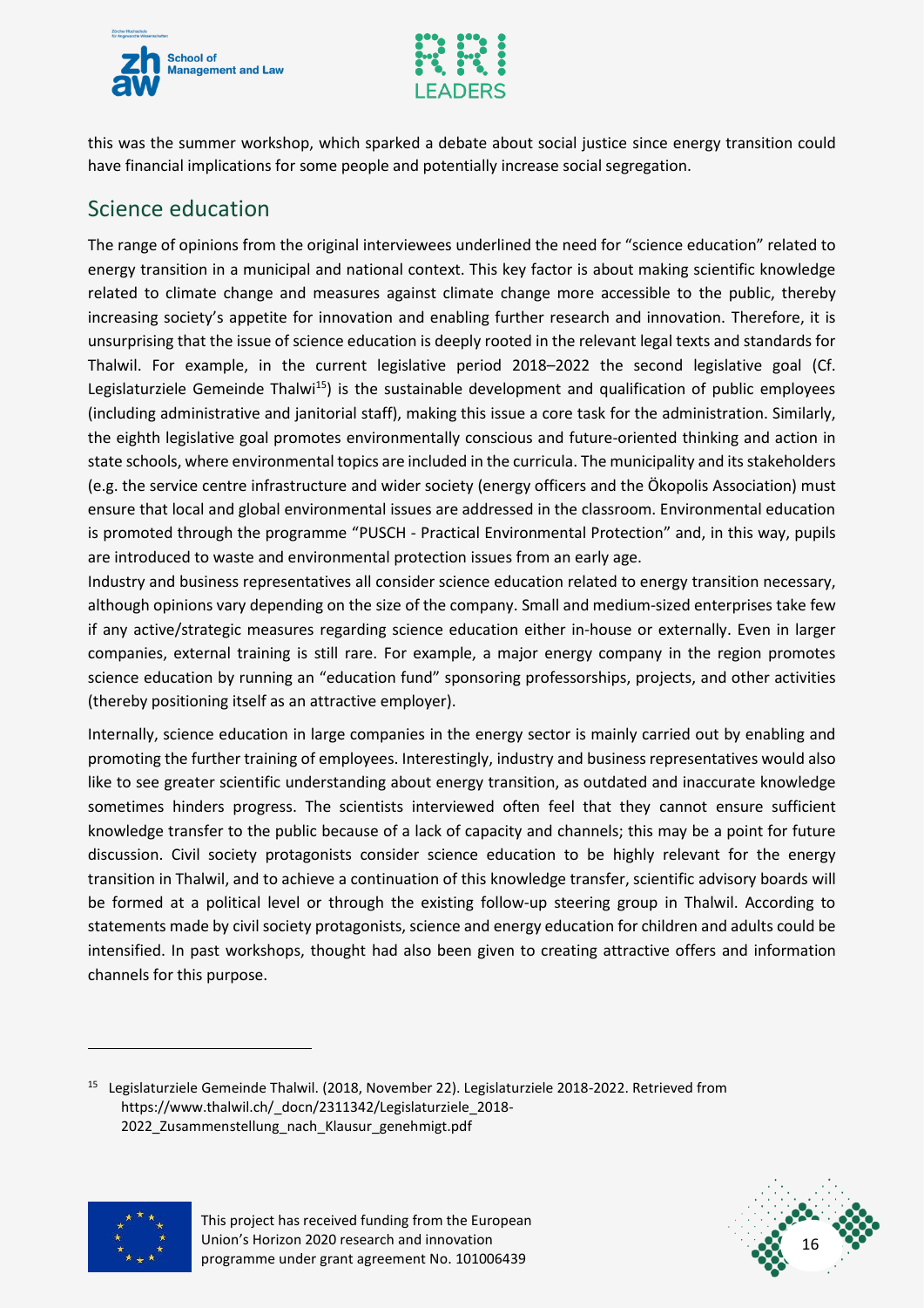this was the summer workshop, which sparked a debate about social justice since energy transition could have financial implications for some people and potentially increase social segregation.

## Science education

The range of opinions from the original interviewees underlined the need for "science education" related to energy transition in a municipal and national context. This key factor is about making scientific knowledge related to climate change and measures against climate change more accessible to the public, thereby increasing society's appetite for innovation and enabling further research and innovation. Therefore, it is unsurprising that the issue of science education is deeply rooted in the relevant legal texts and standards for Thalwil. For example, in the current legislative period 2018–2022 the second legislative goal (Cf. Legislaturziele Gemeinde Thalwi[15]) is the sustainable development and qualification of public employees (including administrative and janitorial staff), making this issue a core task for the administration. Similarly, the eighth legislative goal promotes environmentally conscious and future-oriented thinking and action in state schools, where environmental topics are included in the curricula. The municipality and its stakeholders (e.g. the service centre infrastructure and wider society (energy officers and the Ökopolis Association) must ensure that local and global environmental issues are addressed in the classroom. Environmental education is promoted through the programme "PUSCH - Practical Environmental Protection" and, in this way, pupils are introduced to waste and environmental protection issues from an early age.

Industry and business representatives all consider science education related to energy transition necessary, although opinions vary depending on the size of the company. Small and medium-sized enterprises take few if any active/strategic measures regarding science education either in-house or externally. Even in larger companies, external training is still rare. For example, a major energy company in the region promotes science education by running an "education fund" sponsoring professorships, projects, and other activities (thereby positioning itself as an attractive employer).

Internally, science education in large companies in the energy sector is mainly carried out by enabling and promoting the further training of employees. Interestingly, industry and business representatives would also like to see greater scientific understanding about energy transition, as outdated and inaccurate knowledge sometimes hinders progress. The scientists interviewed often feel that they cannot ensure sufficient knowledge transfer to the public because of a lack of capacity and channels; this may be a point for future discussion. Civil society protagonists consider science education to be highly relevant for the energy transition in Thalwil, and to achieve a continuation of this knowledge transfer, scientific advisory boards will be formed at a political level or through the existing follow-up steering group in Thalwil. According to statements made by civil society protagonists, science and energy education for children and adults could be intensified. In past workshops, thought had also been given to creating attractive offers and information channels for this purpose.

---

[15] Legislaturziele Gemeinde Thalwil. (2018, November 22). Legislaturziele 2018-2022. Retrieved from https://www.thalwil.ch/_docn/2311342/Legislaturziele_2018-2022_Zusammenstellung_nach_Klausur_genehmigt.pdf

This project has received funding from the European Union's Horizon 2020 research and innovation programme under grant agreement No. 101006439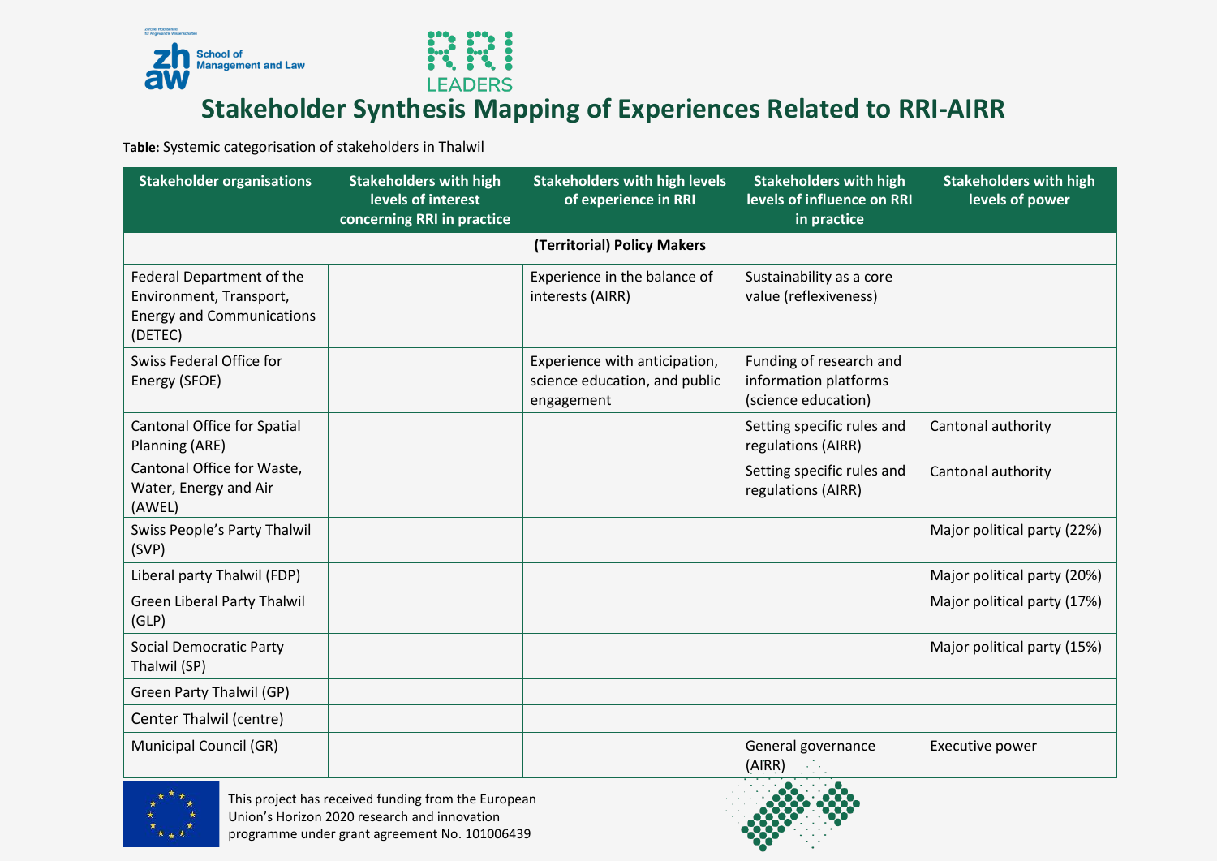# Stakeholder Synthesis Mapping of Experiences Related to RRI-AIRR

**Table:** Systemic categorisation of stakeholders in Thalwil

| Stakeholder organisations | Stakeholders with high levels of interest concerning RRI in practice | Stakeholders with high levels of experience in RRI | Stakeholders with high levels of influence on RRI in practice | Stakeholders with high levels of power |
|---|---|---|---|---|
| **(Territorial) Policy Makers** | | | | |
| Federal Department of the Environment, Transport, Energy and Communications (DETEC) | | Experience in the balance of interests (AIRR) | Sustainability as a core value (reflexiveness) | |
| Swiss Federal Office for Energy (SFOE) | | Experience with anticipation, science education, and public engagement | Funding of research and information platforms (science education) | |
| Cantonal Office for Spatial Planning (ARE) | | | Setting specific rules and regulations (AIRR) | Cantonal authority |
| Cantonal Office for Waste, Water, Energy and Air (AWEL) | | | Setting specific rules and regulations (AIRR) | Cantonal authority |
| Swiss People's Party Thalwil (SVP) | | | | Major political party (22%) |
| Liberal party Thalwil (FDP) | | | | Major political party (20%) |
| Green Liberal Party Thalwil (GLP) | | | | Major political party (17%) |
| Social Democratic Party Thalwil (SP) | | | | Major political party (15%) |
| Green Party Thalwil (GP) | | | | |
| Center Thalwil (centre) | | | | |
| Municipal Council (GR) | | | General governance (AIRR) | Executive power |

This project has received funding from the European Union's Horizon 2020 research and innovation programme under grant agreement No. 101006439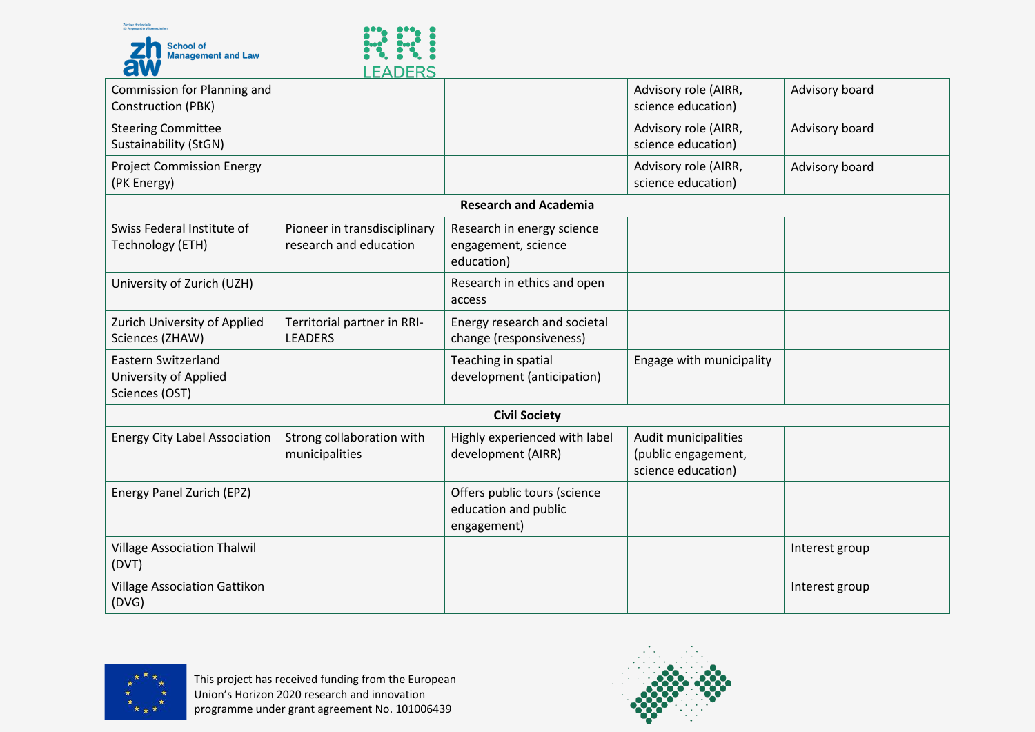| | | | | |
|---|---|---|---|---|
| Commission for Planning and Construction (PBK) | | | Advisory role (AIRR, science education) | Advisory board |
| Steering Committee Sustainability (StGN) | | | Advisory role (AIRR, science education) | Advisory board |
| Project Commission Energy (PK Energy) | | | Advisory role (AIRR, science education) | Advisory board |
| **Research and Academia** | | | | |
| Swiss Federal Institute of Technology (ETH) | Pioneer in transdisciplinary research and education | Research in energy science engagement, science education) | | |
| University of Zurich (UZH) | | Research in ethics and open access | | |
| Zurich University of Applied Sciences (ZHAW) | Territorial partner in RRI-LEADERS | Energy research and societal change (responsiveness) | | |
| Eastern Switzerland University of Applied Sciences (OST) | | Teaching in spatial development (anticipation) | Engage with municipality | |
| **Civil Society** | | | | |
| Energy City Label Association | Strong collaboration with municipalities | Highly experienced with label development (AIRR) | Audit municipalities (public engagement, science education) | |
| Energy Panel Zurich (EPZ) | | Offers public tours (science education and public engagement) | | |
| Village Association Thalwil (DVT) | | | | Interest group |
| Village Association Gattikon (DVG) | | | | Interest group |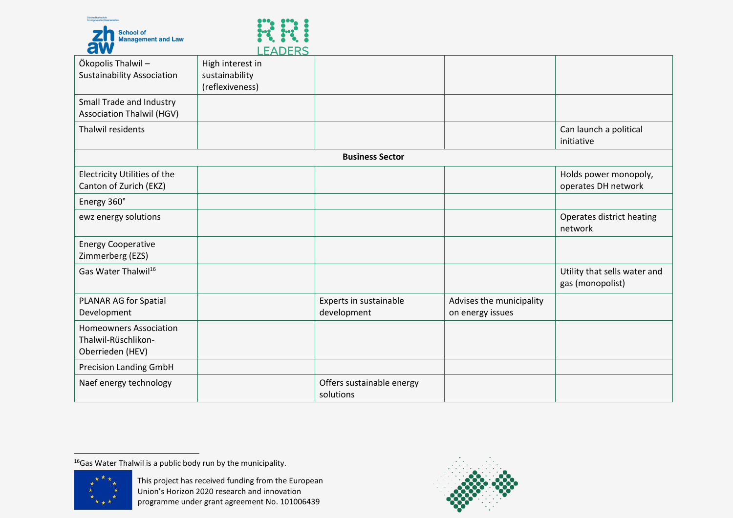| | | | | |
|---|---|---|---|---|
| Ökopolis Thalwil – Sustainability Association | High interest in sustainability (reflexiveness) | | | |
| Small Trade and Industry Association Thalwil (HGV) | | | | |
| Thalwil residents | | | | Can launch a political initiative |
| **Business Sector** | | | | |
| Electricity Utilities of the Canton of Zurich (EKZ) | | | | Holds power monopoly, operates DH network |
| Energy 360° | | | | |
| ewz energy solutions | | | | Operates district heating network |
| Energy Cooperative Zimmerberg (EZS) | | | | |
| Gas Water Thalwil[16] | | | | Utility that sells water and gas (monopolist) |
| PLANAR AG for Spatial Development | | Experts in sustainable development | Advises the municipality on energy issues | |
| Homeowners Association Thalwil-Rüschlikon-Oberrieden (HEV) | | | | |
| Precision Landing GmbH | | | | |
| Naef energy technology | | Offers sustainable energy solutions | | |

[16] Gas Water Thalwil is a public body run by the municipality.

This project has received funding from the European Union's Horizon 2020 research and innovation programme under grant agreement No. 101006439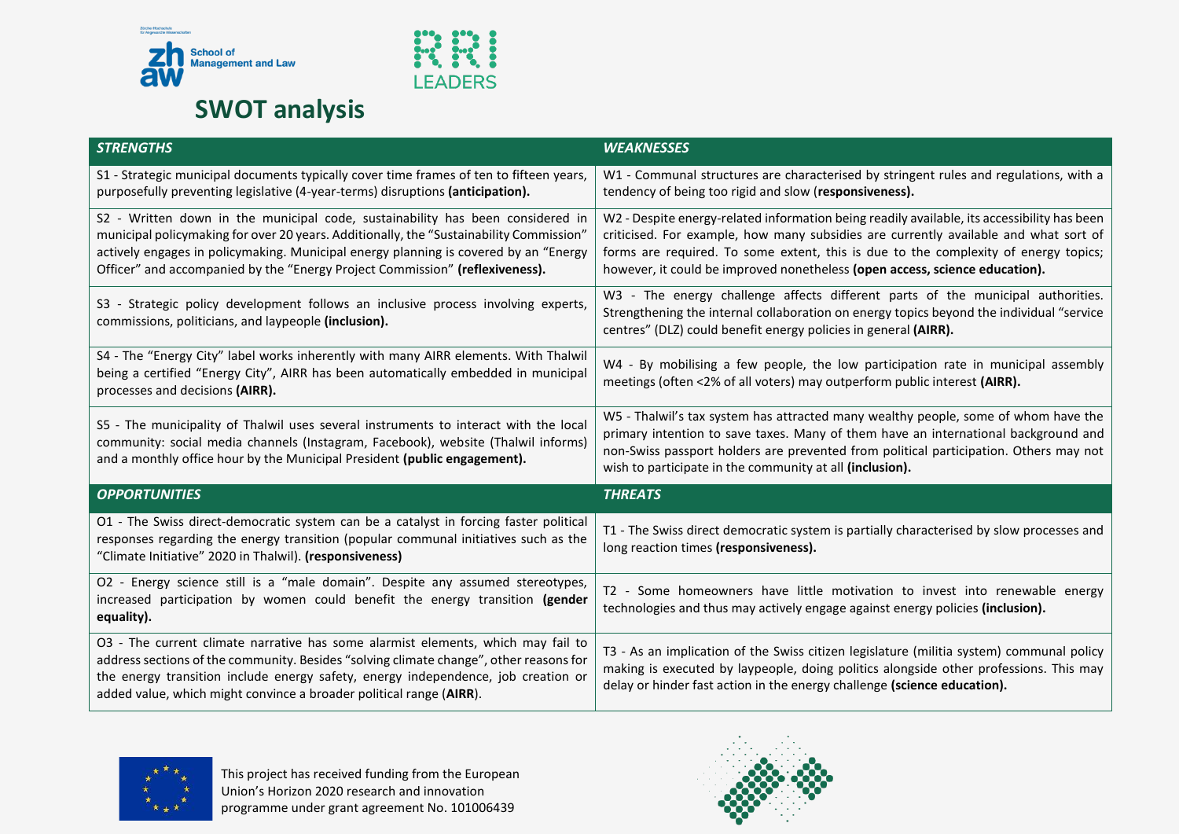# SWOT analysis

| *STRENGTHS* | *WEAKNESSES* |
|---|---|
| S1 - Strategic municipal documents typically cover time frames of ten to fifteen years, purposefully preventing legislative (4-year-terms) disruptions **(anticipation).** | W1 - Communal structures are characterised by stringent rules and regulations, with a tendency of being too rigid and slow (**responsiveness).** |
| S2 - Written down in the municipal code, sustainability has been considered in municipal policymaking for over 20 years. Additionally, the "Sustainability Commission" actively engages in policymaking. Municipal energy planning is covered by an "Energy Officer" and accompanied by the "Energy Project Commission" **(reflexiveness).** | W2 - Despite energy-related information being readily available, its accessibility has been criticised. For example, how many subsidies are currently available and what sort of forms are required. To some extent, this is due to the complexity of energy topics; however, it could be improved nonetheless **(open access, science education).** |
| S3 - Strategic policy development follows an inclusive process involving experts, commissions, politicians, and laypeople **(inclusion).** | W3 - The energy challenge affects different parts of the municipal authorities. Strengthening the internal collaboration on energy topics beyond the individual "service centres" (DLZ) could benefit energy policies in general **(AIRR).** |
| S4 - The "Energy City" label works inherently with many AIRR elements. With Thalwil being a certified "Energy City", AIRR has been automatically embedded in municipal processes and decisions **(AIRR).** | W4 - By mobilising a few people, the low participation rate in municipal assembly meetings (often <2% of all voters) may outperform public interest **(AIRR).** |
| S5 - The municipality of Thalwil uses several instruments to interact with the local community: social media channels (Instagram, Facebook), website (Thalwil informs) and a monthly office hour by the Municipal President **(public engagement).** | W5 - Thalwil's tax system has attracted many wealthy people, some of whom have the primary intention to save taxes. Many of them have an international background and non-Swiss passport holders are prevented from political participation. Others may not wish to participate in the community at all **(inclusion).** |
| ***OPPORTUNITIES*** | ***THREATS*** |
| O1 - The Swiss direct-democratic system can be a catalyst in forcing faster political responses regarding the energy transition (popular communal initiatives such as the "Climate Initiative" 2020 in Thalwil). **(responsiveness)** | T1 - The Swiss direct democratic system is partially characterised by slow processes and long reaction times **(responsiveness).** |
| O2 - Energy science still is a "male domain". Despite any assumed stereotypes, increased participation by women could benefit the energy transition **(gender equality).** | T2 - Some homeowners have little motivation to invest into renewable energy technologies and thus may actively engage against energy policies **(inclusion).** |
| O3 - The current climate narrative has some alarmist elements, which may fail to address sections of the community. Besides "solving climate change", other reasons for the energy transition include energy safety, energy independence, job creation or added value, which might convince a broader political range (**AIRR**). | T3 - As an implication of the Swiss citizen legislature (militia system) communal policy making is executed by laypeople, doing politics alongside other professions. This may delay or hinder fast action in the energy challenge **(science education).** |

This project has received funding from the European Union's Horizon 2020 research and innovation programme under grant agreement No. 101006439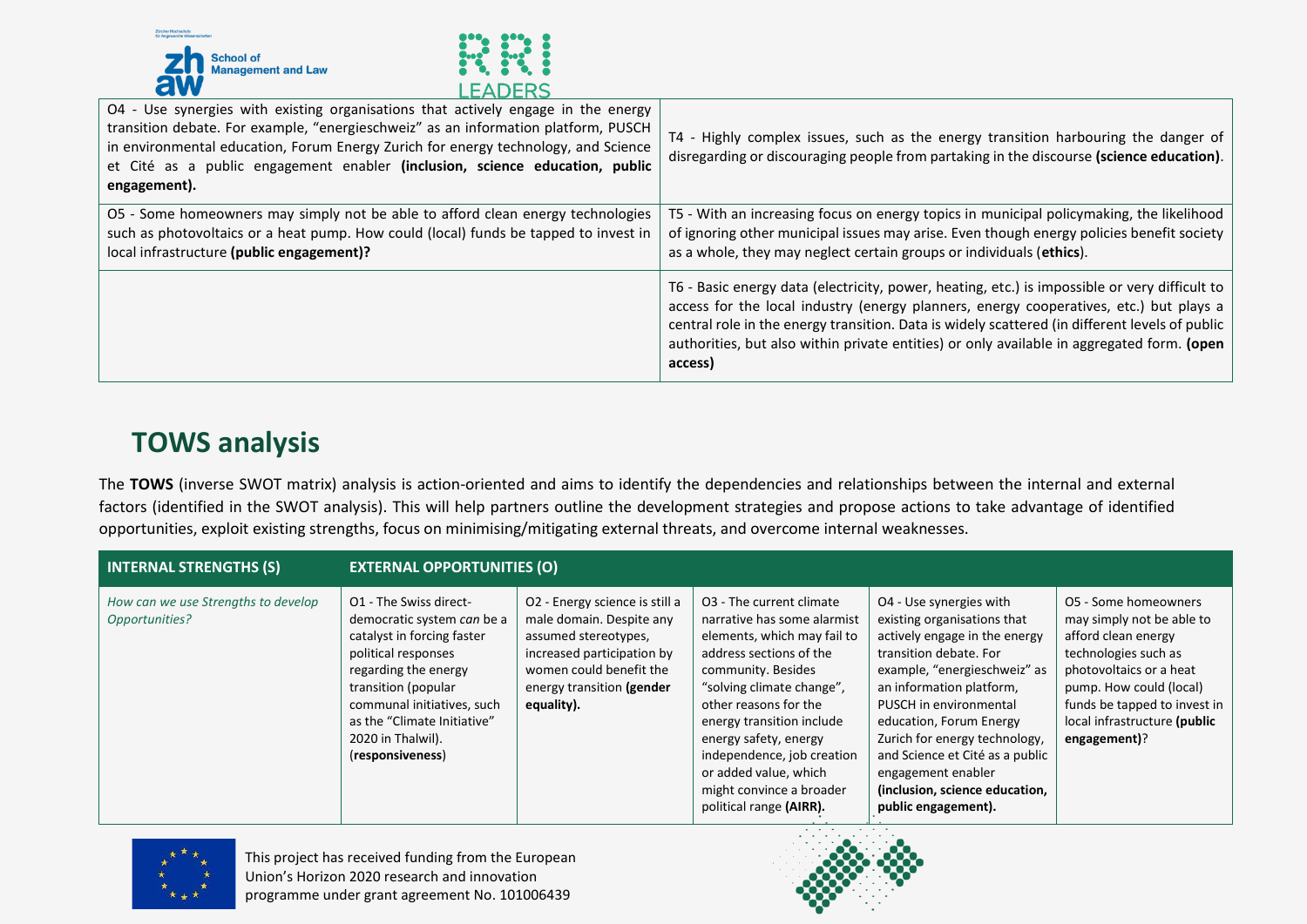| | |
|---|---|
| O4 - Use synergies with existing organisations that actively engage in the energy transition debate. For example, "energieschweiz" as an information platform, PUSCH in environmental education, Forum Energy Zurich for energy technology, and Science et Cité as a public engagement enabler **(inclusion, science education, public engagement).** | T4 - Highly complex issues, such as the energy transition harbouring the danger of disregarding or discouraging people from partaking in the discourse **(science education)**. |
| O5 - Some homeowners may simply not be able to afford clean energy technologies such as photovoltaics or a heat pump. How could (local) funds be tapped to invest in local infrastructure **(public engagement)?** | T5 - With an increasing focus on energy topics in municipal policymaking, the likelihood of ignoring other municipal issues may arise. Even though energy policies benefit society as a whole, they may neglect certain groups or individuals (**ethics**). |
| | T6 - Basic energy data (electricity, power, heating, etc.) is impossible or very difficult to access for the local industry (energy planners, energy cooperatives, etc.) but plays a central role in the energy transition. Data is widely scattered (in different levels of public authorities, but also within private entities) or only available in aggregated form. **(open access)** |

## TOWS analysis

The **TOWS** (inverse SWOT matrix) analysis is action-oriented and aims to identify the dependencies and relationships between the internal and external factors (identified in the SWOT analysis). This will help partners outline the development strategies and propose actions to take advantage of identified opportunities, exploit existing strengths, focus on minimising/mitigating external threats, and overcome internal weaknesses.

| **INTERNAL STRENGTHS (S)** | **EXTERNAL OPPORTUNITIES (O)** | | | | |
|---|---|---|---|---|---|
| *How can we use Strengths to develop Opportunities?* | O1 - The Swiss direct-democratic system *can* be a catalyst in forcing faster political responses regarding the energy transition (popular communal initiatives, such as the "Climate Initiative" 2020 in Thalwil). (**responsiveness**) | O2 - Energy science is still a male domain. Despite any assumed stereotypes, increased participation by women could benefit the energy transition **(gender equality).** | O3 - The current climate narrative has some alarmist elements, which may fail to address sections of the community. Besides "solving climate change", other reasons for the energy transition include energy safety, energy independence, job creation or added value, which might convince a broader political range **(AIRR).** | O4 - Use synergies with existing organisations that actively engage in the energy transition debate. For example, "energieschweiz" as an information platform, PUSCH in environmental education, Forum Energy Zurich for energy technology, and Science et Cité as a public engagement enabler **(inclusion, science education, public engagement).** | O5 - Some homeowners may simply not be able to afford clean energy technologies such as photovoltaics or a heat pump. How could (local) funds be tapped to invest in local infrastructure **(public engagement)**? |

This project has received funding from the European Union's Horizon 2020 research and innovation programme under grant agreement No. 101006439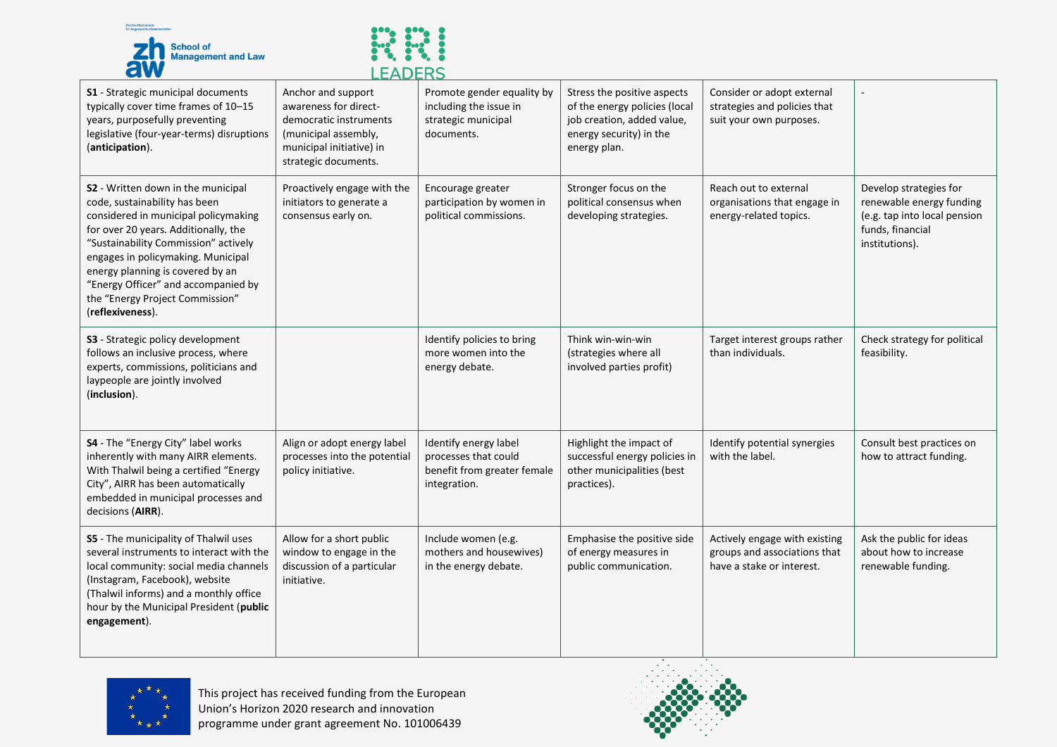| | | | | | |
|---|---|---|---|---|---|
| **S1** - Strategic municipal documents typically cover time frames of 10–15 years, purposefully preventing legislative (four-year-terms) disruptions (**anticipation**). | Anchor and support awareness for direct-democratic instruments (municipal assembly, municipal initiative) in strategic documents. | Promote gender equality by including the issue in strategic municipal documents. | Stress the positive aspects of the energy policies (local job creation, added value, energy security) in the energy plan. | Consider or adopt external strategies and policies that suit your own purposes. | - |
| **S2** - Written down in the municipal code, sustainability has been considered in municipal policymaking for over 20 years. Additionally, the "Sustainability Commission" actively engages in policymaking. Municipal energy planning is covered by an "Energy Officer" and accompanied by the "Energy Project Commission" (**reflexiveness**). | Proactively engage with the initiators to generate a consensus early on. | Encourage greater participation by women in political commissions. | Stronger focus on the political consensus when developing strategies. | Reach out to external organisations that engage in energy-related topics. | Develop strategies for renewable energy funding (e.g. tap into local pension funds, financial institutions). |
| **S3** - Strategic policy development follows an inclusive process, where experts, commissions, politicians and laypeople are jointly involved (**inclusion**). | | Identify policies to bring more women into the energy debate. | Think win-win-win (strategies where all involved parties profit) | Target interest groups rather than individuals. | Check strategy for political feasibility. |
| **S4** - The "Energy City" label works inherently with many AIRR elements. With Thalwil being a certified "Energy City", AIRR has been automatically embedded in municipal processes and decisions (**AIRR**). | Align or adopt energy label processes into the potential policy initiative. | Identify energy label processes that could benefit from greater female integration. | Highlight the impact of successful energy policies in other municipalities (best practices). | Identify potential synergies with the label. | Consult best practices on how to attract funding. |
| **S5** - The municipality of Thalwil uses several instruments to interact with the local community: social media channels (Instagram, Facebook), website (Thalwil informs) and a monthly office hour by the Municipal President (**public engagement**). | Allow for a short public window to engage in the discussion of a particular initiative. | Include women (e.g. mothers and housewives) in the energy debate. | Emphasise the positive side of energy measures in public communication. | Actively engage with existing groups and associations that have a stake or interest. | Ask the public for ideas about how to increase renewable funding. |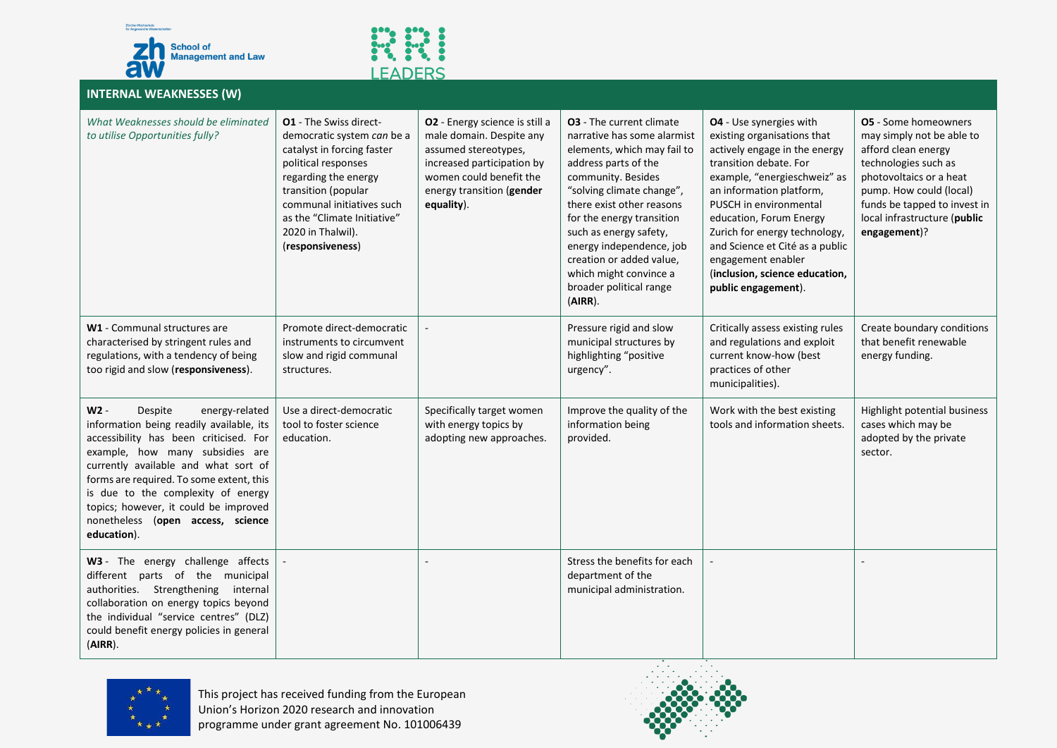## INTERNAL WEAKNESSES (W)

| *What Weaknesses should be eliminated to utilise Opportunities fully?* | **O1** - The Swiss direct-democratic system *can* be a catalyst in forcing faster political responses regarding the energy transition (popular communal initiatives such as the "Climate Initiative" 2020 in Thalwil). (**responsiveness**) | **O2** - Energy science is still a male domain. Despite any assumed stereotypes, increased participation by women could benefit the energy transition (**gender equality**). | **O3** - The current climate narrative has some alarmist elements, which may fail to address parts of the community. Besides "solving climate change", there exist other reasons for the energy transition such as energy safety, energy independence, job creation or added value, which might convince a broader political range (**AIRR**). | **O4** - Use synergies with existing organisations that actively engage in the energy transition debate. For example, "energieschweiz" as an information platform, PUSCH in environmental education, Forum Energy Zurich for energy technology, and Science et Cité as a public engagement enabler (**inclusion, science education, public engagement**). | **O5** - Some homeowners may simply not be able to afford clean energy technologies such as photovoltaics or a heat pump. How could (local) funds be tapped to invest in local infrastructure (**public engagement**)? |
|---|---|---|---|---|---|
| **W1** - Communal structures are characterised by stringent rules and regulations, with a tendency of being too rigid and slow (**responsiveness**). | Promote direct-democratic instruments to circumvent slow and rigid communal structures. | - | Pressure rigid and slow municipal structures by highlighting "positive urgency". | Critically assess existing rules and regulations and exploit current know-how (best practices of other municipalities). | Create boundary conditions that benefit renewable energy funding. |
| **W2** - Despite energy-related information being readily available, its accessibility has been criticised. For example, how many subsidies are currently available and what sort of forms are required. To some extent, this is due to the complexity of energy topics; however, it could be improved nonetheless (**open access, science education**). | Use a direct-democratic tool to foster science education. | Specifically target women with energy topics by adopting new approaches. | Improve the quality of the information being provided. | Work with the best existing tools and information sheets. | Highlight potential business cases which may be adopted by the private sector. |
| **W3** - The energy challenge affects different parts of the municipal authorities. Strengthening internal collaboration on energy topics beyond the individual "service centres" (DLZ) could benefit energy policies in general (**AIRR**). | - | - | Stress the benefits for each department of the municipal administration. | - | - |

This project has received funding from the European Union's Horizon 2020 research and innovation programme under grant agreement No. 101006439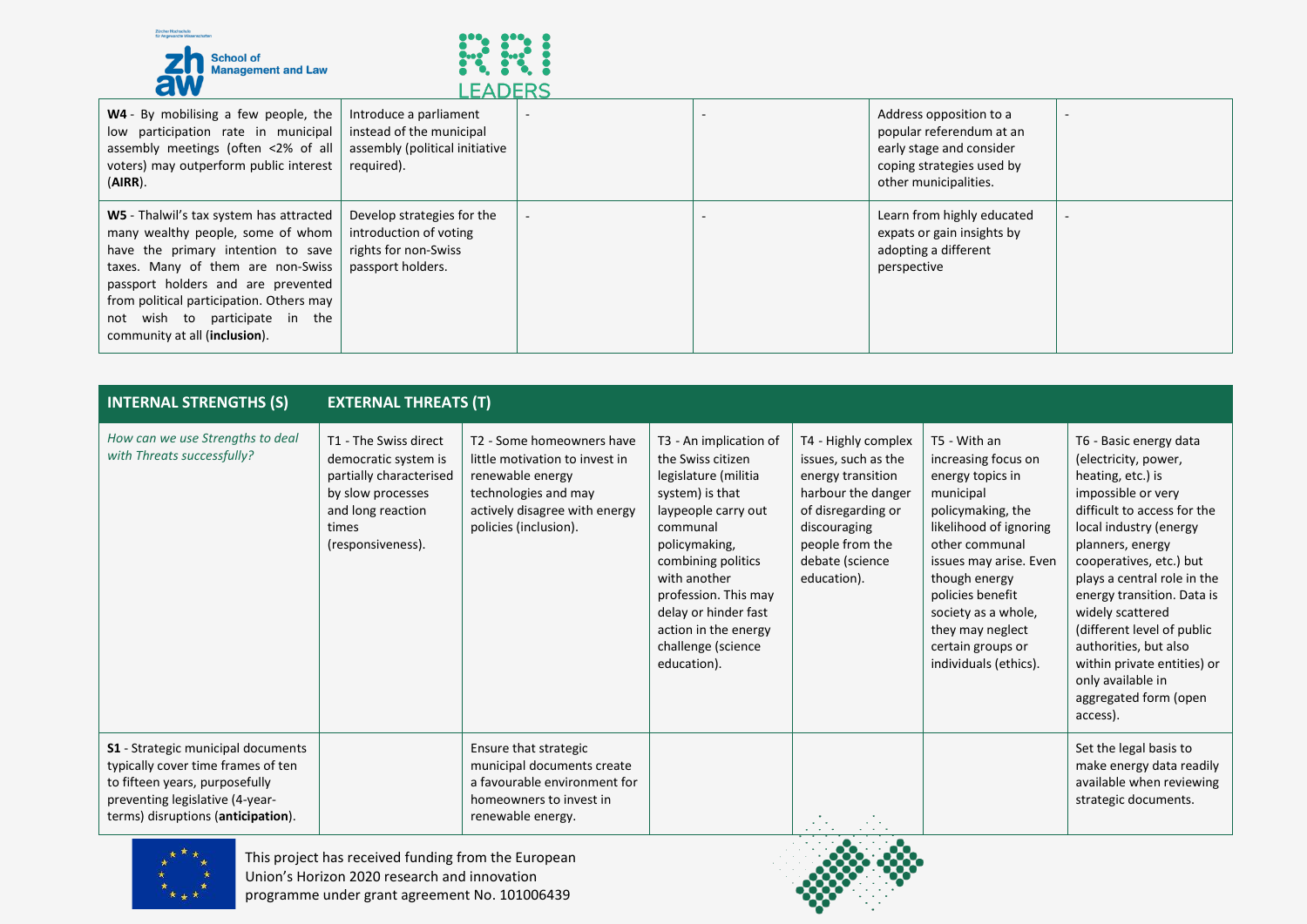| | | | | | |
|---|---|---|---|---|---|
| **W4** - By mobilising a few people, the low participation rate in municipal assembly meetings (often <2% of all voters) may outperform public interest (**AIRR**). | Introduce a parliament instead of the municipal assembly (political initiative required). | - | - | Address opposition to a popular referendum at an early stage and consider coping strategies used by other municipalities. | - |
| **W5** - Thalwil's tax system has attracted many wealthy people, some of whom have the primary intention to save taxes. Many of them are non-Swiss passport holders and are prevented from political participation. Others may not wish to participate in the community at all (**inclusion**). | Develop strategies for the introduction of voting rights for non-Swiss passport holders. | - | - | Learn from highly educated expats or gain insights by adopting a different perspective | - |

| **INTERNAL STRENGTHS (S)** | **EXTERNAL THREATS (T)** | | | | | |
|---|---|---|---|---|---|---|
| *How can we use Strengths to deal with Threats successfully?* | T1 - The Swiss direct democratic system is partially characterised by slow processes and long reaction times (responsiveness). | T2 - Some homeowners have little motivation to invest in renewable energy technologies and may actively disagree with energy policies (inclusion). | T3 - An implication of the Swiss citizen legislature (militia system) is that laypeople carry out communal policymaking, combining politics with another profession. This may delay or hinder fast action in the energy challenge (science education). | T4 - Highly complex issues, such as the energy transition harbour the danger of disregarding or discouraging people from the debate (science education). | T5 - With an increasing focus on energy topics in municipal policymaking, the likelihood of ignoring other communal issues may arise. Even though energy policies benefit society as a whole, they may neglect certain groups or individuals (ethics). | T6 - Basic energy data (electricity, power, heating, etc.) is impossible or very difficult to access for the local industry (energy planners, energy cooperatives, etc.) but plays a central role in the energy transition. Data is widely scattered (different level of public authorities, but also within private entities) or only available in aggregated form (open access). |
| **S1** - Strategic municipal documents typically cover time frames of ten to fifteen years, purposefully preventing legislative (4-year-terms) disruptions (**anticipation**). | | Ensure that strategic municipal documents create a favourable environment for homeowners to invest in renewable energy. | | | | Set the legal basis to make energy data readily available when reviewing strategic documents. |

This project has received funding from the European Union's Horizon 2020 research and innovation programme under grant agreement No. 101006439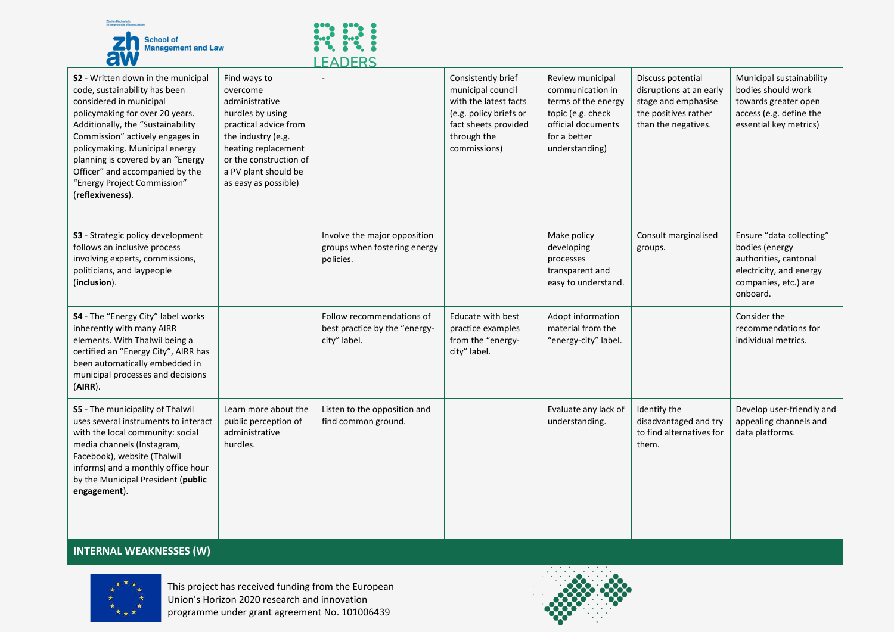| | | | | | | |
|---|---|---|---|---|---|---|
| **S2** - Written down in the municipal code, sustainability has been considered in municipal policymaking for over 20 years. Additionally, the "Sustainability Commission" actively engages in policymaking. Municipal energy planning is covered by an "Energy Officer" and accompanied by the "Energy Project Commission" (**reflexiveness**). | Find ways to overcome administrative hurdles by using practical advice from the industry (e.g. heating replacement or the construction of a PV plant should be as easy as possible) | - | Consistently brief municipal council with the latest facts (e.g. policy briefs or fact sheets provided through the commissions) | Review municipal communication in terms of the energy topic (e.g. check official documents for a better understanding) | Discuss potential disruptions at an early stage and emphasise the positives rather than the negatives. | Municipal sustainability bodies should work towards greater open access (e.g. define the essential key metrics) |
| **S3** - Strategic policy development follows an inclusive process involving experts, commissions, politicians, and laypeople (**inclusion**). | | Involve the major opposition groups when fostering energy policies. | | Make policy developing processes transparent and easy to understand. | Consult marginalised groups. | Ensure "data collecting" bodies (energy authorities, cantonal electricity, and energy companies, etc.) are onboard. |
| **S4** - The "Energy City" label works inherently with many AIRR elements. With Thalwil being a certified an "Energy City", AIRR has been automatically embedded in municipal processes and decisions (**AIRR**). | | Follow recommendations of best practice by the "energy-city" label. | Educate with best practice examples from the "energy-city" label. | Adopt information material from the "energy-city" label. | | Consider the recommendations for individual metrics. |
| **S5** - The municipality of Thalwil uses several instruments to interact with the local community: social media channels (Instagram, Facebook), website (Thalwil informs) and a monthly office hour by the Municipal President (**public engagement**). | Learn more about the public perception of administrative hurdles. | Listen to the opposition and find common ground. | | Evaluate any lack of understanding. | Identify the disadvantaged and try to find alternatives for them. | Develop user-friendly and appealing channels and data platforms. |

## INTERNAL WEAKNESSES (W)

This project has received funding from the European Union's Horizon 2020 research and innovation programme under grant agreement No. 101006439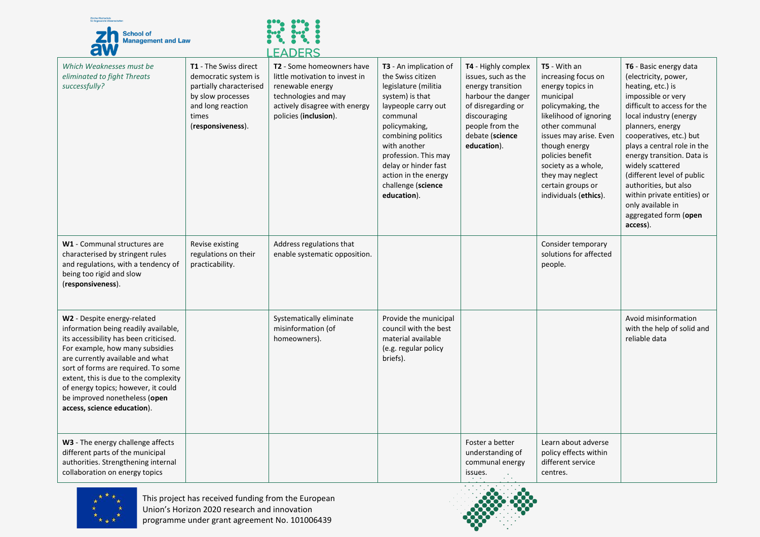| *Which Weaknesses must be eliminated to fight Threats successfully?* | **T1** - The Swiss direct democratic system is partially characterised by slow processes and long reaction times (**responsiveness**). | **T2** - Some homeowners have little motivation to invest in renewable energy technologies and may actively disagree with energy policies (**inclusion**). | **T3** - An implication of the Swiss citizen legislature (militia system) is that laypeople carry out communal policymaking, combining politics with another profession. This may delay or hinder fast action in the energy challenge (**science education**). | **T4** - Highly complex issues, such as the energy transition harbour the danger of disregarding or discouraging people from the debate (**science education**). | **T5** - With an increasing focus on energy topics in municipal policymaking, the likelihood of ignoring other communal issues may arise. Even though energy policies benefit society as a whole, they may neglect certain groups or individuals (**ethics**). | **T6** - Basic energy data (electricity, power, heating, etc.) is impossible or very difficult to access for the local industry (energy planners, energy cooperatives, etc.) but plays a central role in the energy transition. Data is widely scattered (different level of public authorities, but also within private entities) or only available in aggregated form (**open access**). |
|---|---|---|---|---|---|---|
| **W1** - Communal structures are characterised by stringent rules and regulations, with a tendency of being too rigid and slow (**responsiveness**). | Revise existing regulations on their practicability. | Address regulations that enable systematic opposition. | | | Consider temporary solutions for affected people. | |
| **W2** - Despite energy-related information being readily available, its accessibility has been criticised. For example, how many subsidies are currently available and what sort of forms are required. To some extent, this is due to the complexity of energy topics; however, it could be improved nonetheless (**open access, science education**). | | Systematically eliminate misinformation (of homeowners). | Provide the municipal council with the best material available (e.g. regular policy briefs). | | | Avoid misinformation with the help of solid and reliable data |
| **W3** - The energy challenge affects different parts of the municipal authorities. Strengthening internal collaboration on energy topics | | | | Foster a better understanding of communal energy issues. | Learn about adverse policy effects within different service centres. | |

This project has received funding from the European Union's Horizon 2020 research and innovation programme under grant agreement No. 101006439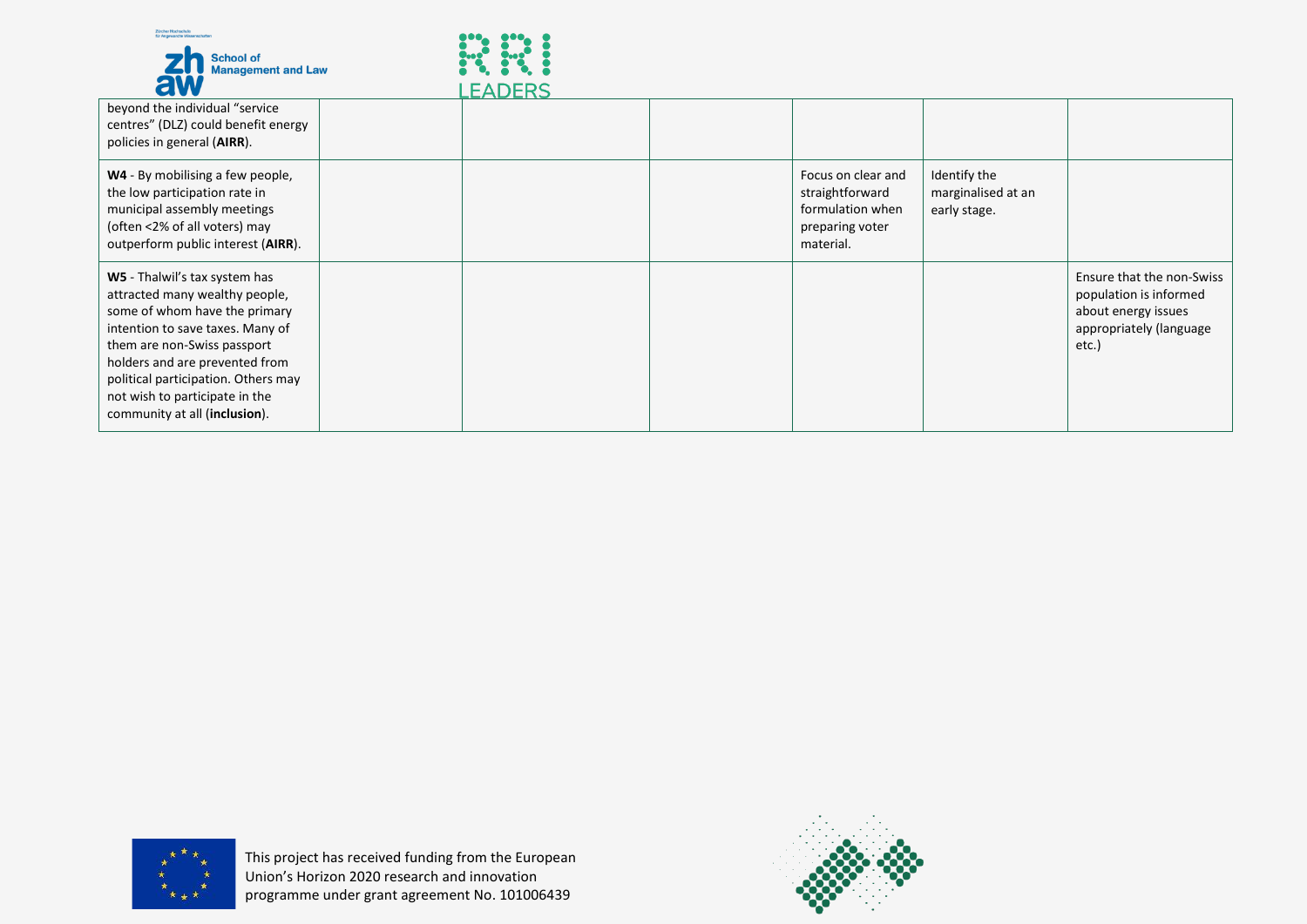| | | | | | | |
|---|---|---|---|---|---|---|
| beyond the individual "service centres" (DLZ) could benefit energy policies in general (**AIRR**). | | | | | | |
| **W4** - By mobilising a few people, the low participation rate in municipal assembly meetings (often <2% of all voters) may outperform public interest (**AIRR**). | | | | Focus on clear and straightforward formulation when preparing voter material. | Identify the marginalised at an early stage. | |
| **W5** - Thalwil's tax system has attracted many wealthy people, some of whom have the primary intention to save taxes. Many of them are non-Swiss passport holders and are prevented from political participation. Others may not wish to participate in the community at all (**inclusion**). | | | | | | Ensure that the non-Swiss population is informed about energy issues appropriately (language etc.) |

This project has received funding from the European Union's Horizon 2020 research and innovation programme under grant agreement No. 101006439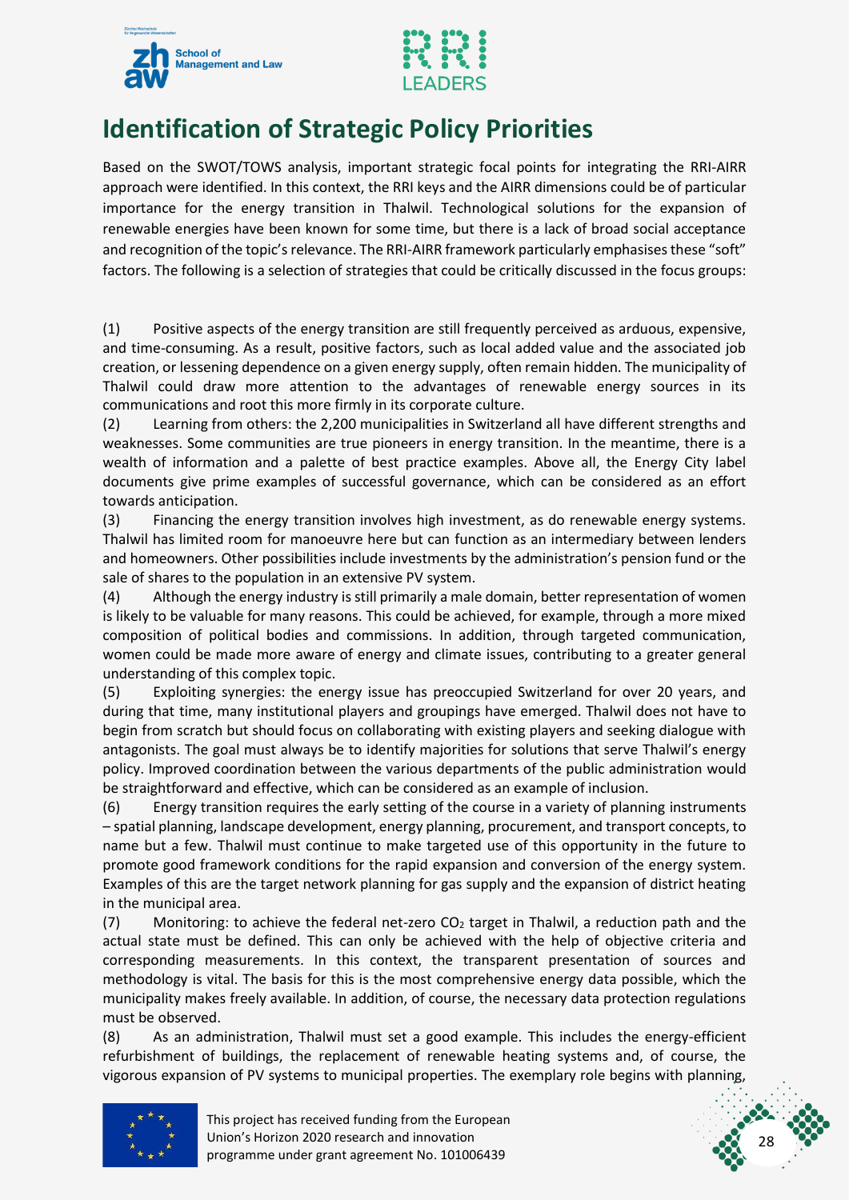# Identification of Strategic Policy Priorities

Based on the SWOT/TOWS analysis, important strategic focal points for integrating the RRI-AIRR approach were identified. In this context, the RRI keys and the AIRR dimensions could be of particular importance for the energy transition in Thalwil. Technological solutions for the expansion of renewable energies have been known for some time, but there is a lack of broad social acceptance and recognition of the topic's relevance. The RRI-AIRR framework particularly emphasises these "soft" factors. The following is a selection of strategies that could be critically discussed in the focus groups:

(1) Positive aspects of the energy transition are still frequently perceived as arduous, expensive, and time-consuming. As a result, positive factors, such as local added value and the associated job creation, or lessening dependence on a given energy supply, often remain hidden. The municipality of Thalwil could draw more attention to the advantages of renewable energy sources in its communications and root this more firmly in its corporate culture.

(2) Learning from others: the 2,200 municipalities in Switzerland all have different strengths and weaknesses. Some communities are true pioneers in energy transition. In the meantime, there is a wealth of information and a palette of best practice examples. Above all, the Energy City label documents give prime examples of successful governance, which can be considered as an effort towards anticipation.

(3) Financing the energy transition involves high investment, as do renewable energy systems. Thalwil has limited room for manoeuvre here but can function as an intermediary between lenders and homeowners. Other possibilities include investments by the administration's pension fund or the sale of shares to the population in an extensive PV system.

(4) Although the energy industry is still primarily a male domain, better representation of women is likely to be valuable for many reasons. This could be achieved, for example, through a more mixed composition of political bodies and commissions. In addition, through targeted communication, women could be made more aware of energy and climate issues, contributing to a greater general understanding of this complex topic.

(5) Exploiting synergies: the energy issue has preoccupied Switzerland for over 20 years, and during that time, many institutional players and groupings have emerged. Thalwil does not have to begin from scratch but should focus on collaborating with existing players and seeking dialogue with antagonists. The goal must always be to identify majorities for solutions that serve Thalwil's energy policy. Improved coordination between the various departments of the public administration would be straightforward and effective, which can be considered as an example of inclusion.

(6) Energy transition requires the early setting of the course in a variety of planning instruments – spatial planning, landscape development, energy planning, procurement, and transport concepts, to name but a few. Thalwil must continue to make targeted use of this opportunity in the future to promote good framework conditions for the rapid expansion and conversion of the energy system. Examples of this are the target network planning for gas supply and the expansion of district heating in the municipal area.

(7) Monitoring: to achieve the federal net-zero $CO_2$ target in Thalwil, a reduction path and the actual state must be defined. This can only be achieved with the help of objective criteria and corresponding measurements. In this context, the transparent presentation of sources and methodology is vital. The basis for this is the most comprehensive energy data possible, which the municipality makes freely available. In addition, of course, the necessary data protection regulations must be observed.

(8) As an administration, Thalwil must set a good example. This includes the energy-efficient refurbishment of buildings, the replacement of renewable heating systems and, of course, the vigorous expansion of PV systems to municipal properties. The exemplary role begins with planning,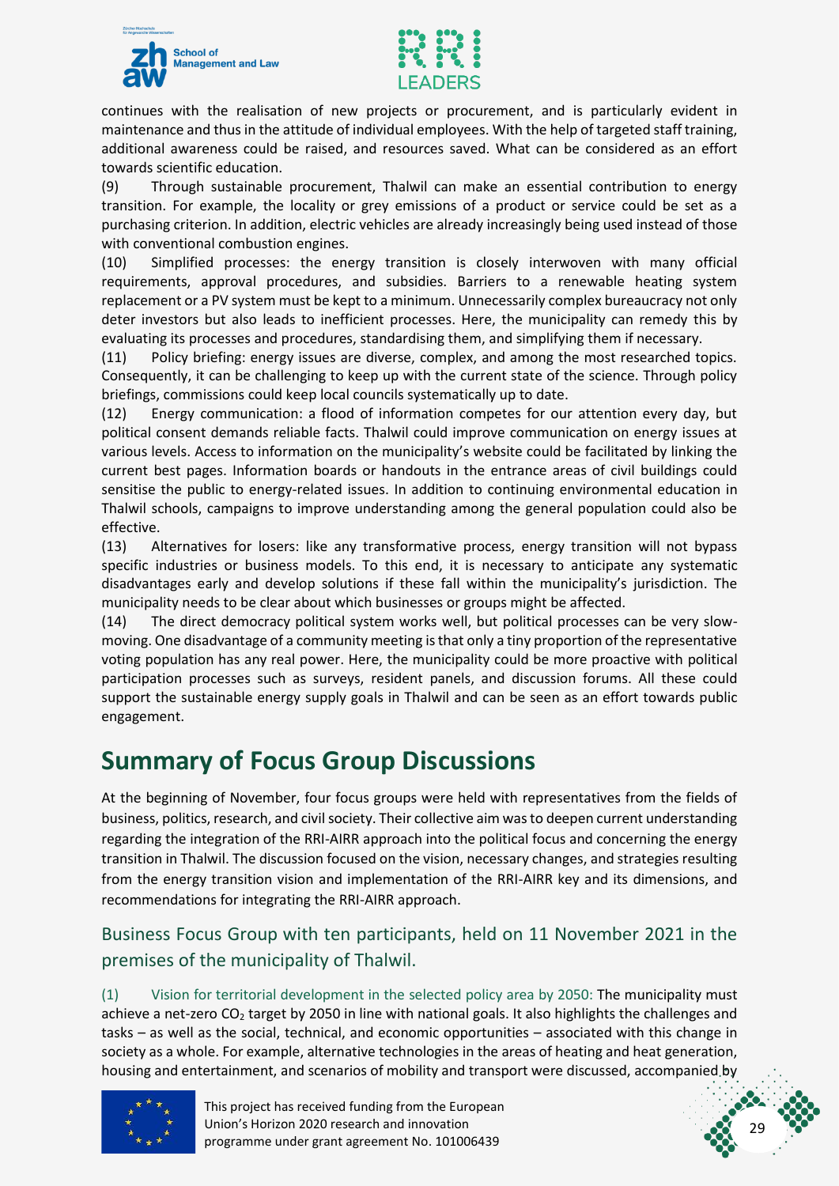continues with the realisation of new projects or procurement, and is particularly evident in maintenance and thus in the attitude of individual employees. With the help of targeted staff training, additional awareness could be raised, and resources saved. What can be considered as an effort towards scientific education.

(9) Through sustainable procurement, Thalwil can make an essential contribution to energy transition. For example, the locality or grey emissions of a product or service could be set as a purchasing criterion. In addition, electric vehicles are already increasingly being used instead of those with conventional combustion engines.

(10) Simplified processes: the energy transition is closely interwoven with many official requirements, approval procedures, and subsidies. Barriers to a renewable heating system replacement or a PV system must be kept to a minimum. Unnecessarily complex bureaucracy not only deter investors but also leads to inefficient processes. Here, the municipality can remedy this by evaluating its processes and procedures, standardising them, and simplifying them if necessary.

(11) Policy briefing: energy issues are diverse, complex, and among the most researched topics. Consequently, it can be challenging to keep up with the current state of the science. Through policy briefings, commissions could keep local councils systematically up to date.

(12) Energy communication: a flood of information competes for our attention every day, but political consent demands reliable facts. Thalwil could improve communication on energy issues at various levels. Access to information on the municipality's website could be facilitated by linking the current best pages. Information boards or handouts in the entrance areas of civil buildings could sensitise the public to energy-related issues. In addition to continuing environmental education in Thalwil schools, campaigns to improve understanding among the general population could also be effective.

(13) Alternatives for losers: like any transformative process, energy transition will not bypass specific industries or business models. To this end, it is necessary to anticipate any systematic disadvantages early and develop solutions if these fall within the municipality's jurisdiction. The municipality needs to be clear about which businesses or groups might be affected.

(14) The direct democracy political system works well, but political processes can be very slow-moving. One disadvantage of a community meeting is that only a tiny proportion of the representative voting population has any real power. Here, the municipality could be more proactive with political participation processes such as surveys, resident panels, and discussion forums. All these could support the sustainable energy supply goals in Thalwil and can be seen as an effort towards public engagement.

# Summary of Focus Group Discussions

At the beginning of November, four focus groups were held with representatives from the fields of business, politics, research, and civil society. Their collective aim was to deepen current understanding regarding the integration of the RRI-AIRR approach into the political focus and concerning the energy transition in Thalwil. The discussion focused on the vision, necessary changes, and strategies resulting from the energy transition vision and implementation of the RRI-AIRR key and its dimensions, and recommendations for integrating the RRI-AIRR approach.

## Business Focus Group with ten participants, held on 11 November 2021 in the premises of the municipality of Thalwil.

(1) Vision for territorial development in the selected policy area by 2050: The municipality must achieve a net-zero $CO_2$ target by 2050 in line with national goals. It also highlights the challenges and tasks – as well as the social, technical, and economic opportunities – associated with this change in society as a whole. For example, alternative technologies in the areas of heating and heat generation, housing and entertainment, and scenarios of mobility and transport were discussed, accompanied by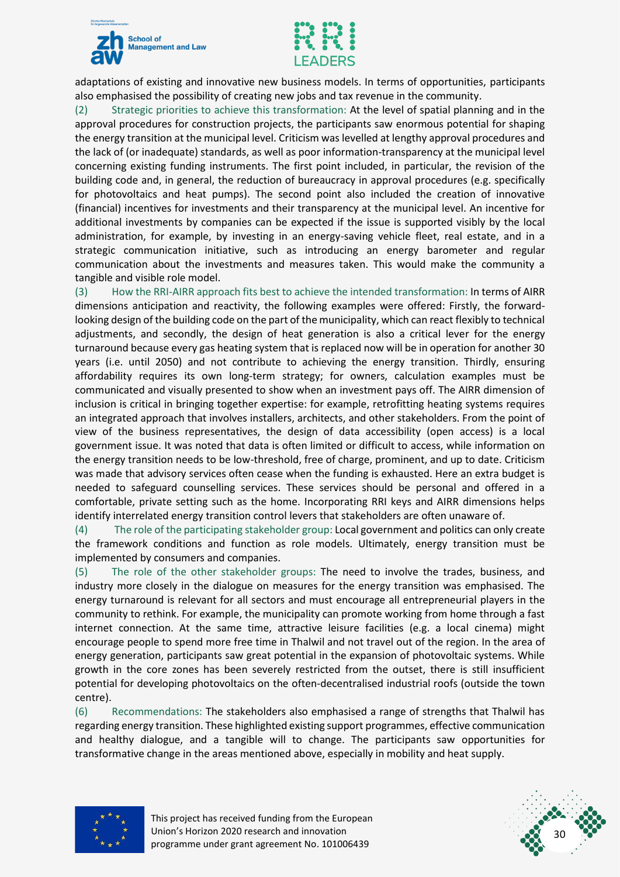adaptations of existing and innovative new business models. In terms of opportunities, participants also emphasised the possibility of creating new jobs and tax revenue in the community.

(2) Strategic priorities to achieve this transformation: At the level of spatial planning and in the approval procedures for construction projects, the participants saw enormous potential for shaping the energy transition at the municipal level. Criticism was levelled at lengthy approval procedures and the lack of (or inadequate) standards, as well as poor information-transparency at the municipal level concerning existing funding instruments. The first point included, in particular, the revision of the building code and, in general, the reduction of bureaucracy in approval procedures (e.g. specifically for photovoltaics and heat pumps). The second point also included the creation of innovative (financial) incentives for investments and their transparency at the municipal level. An incentive for additional investments by companies can be expected if the issue is supported visibly by the local administration, for example, by investing in an energy-saving vehicle fleet, real estate, and in a strategic communication initiative, such as introducing an energy barometer and regular communication about the investments and measures taken. This would make the community a tangible and visible role model.

(3) How the RRI-AIRR approach fits best to achieve the intended transformation: In terms of AIRR dimensions anticipation and reactivity, the following examples were offered: Firstly, the forward-looking design of the building code on the part of the municipality, which can react flexibly to technical adjustments, and secondly, the design of heat generation is also a critical lever for the energy turnaround because every gas heating system that is replaced now will be in operation for another 30 years (i.e. until 2050) and not contribute to achieving the energy transition. Thirdly, ensuring affordability requires its own long-term strategy; for owners, calculation examples must be communicated and visually presented to show when an investment pays off. The AIRR dimension of inclusion is critical in bringing together expertise: for example, retrofitting heating systems requires an integrated approach that involves installers, architects, and other stakeholders. From the point of view of the business representatives, the design of data accessibility (open access) is a local government issue. It was noted that data is often limited or difficult to access, while information on the energy transition needs to be low-threshold, free of charge, prominent, and up to date. Criticism was made that advisory services often cease when the funding is exhausted. Here an extra budget is needed to safeguard counselling services. These services should be personal and offered in a comfortable, private setting such as the home. Incorporating RRI keys and AIRR dimensions helps identify interrelated energy transition control levers that stakeholders are often unaware of.

(4) The role of the participating stakeholder group: Local government and politics can only create the framework conditions and function as role models. Ultimately, energy transition must be implemented by consumers and companies.

(5) The role of the other stakeholder groups: The need to involve the trades, business, and industry more closely in the dialogue on measures for the energy transition was emphasised. The energy turnaround is relevant for all sectors and must encourage all entrepreneurial players in the community to rethink. For example, the municipality can promote working from home through a fast internet connection. At the same time, attractive leisure facilities (e.g. a local cinema) might encourage people to spend more free time in Thalwil and not travel out of the region. In the area of energy generation, participants saw great potential in the expansion of photovoltaic systems. While growth in the core zones has been severely restricted from the outset, there is still insufficient potential for developing photovoltaics on the often-decentralised industrial roofs (outside the town centre).

(6) Recommendations: The stakeholders also emphasised a range of strengths that Thalwil has regarding energy transition. These highlighted existing support programmes, effective communication and healthy dialogue, and a tangible will to change. The participants saw opportunities for transformative change in the areas mentioned above, especially in mobility and heat supply.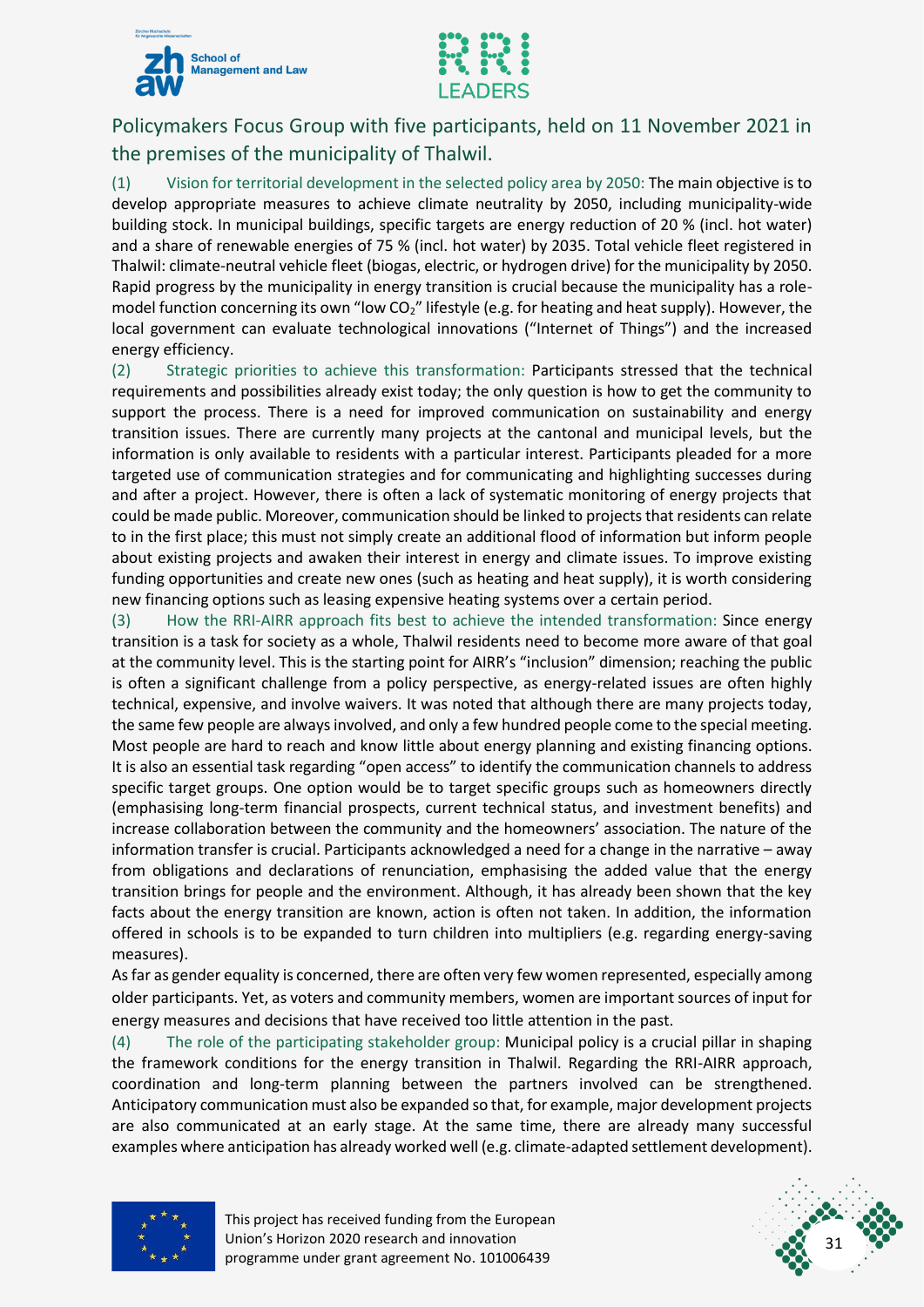## Policymakers Focus Group with five participants, held on 11 November 2021 in the premises of the municipality of Thalwil.

(1) Vision for territorial development in the selected policy area by 2050: The main objective is to develop appropriate measures to achieve climate neutrality by 2050, including municipality-wide building stock. In municipal buildings, specific targets are energy reduction of 20 % (incl. hot water) and a share of renewable energies of 75 % (incl. hot water) by 2035. Total vehicle fleet registered in Thalwil: climate-neutral vehicle fleet (biogas, electric, or hydrogen drive) for the municipality by 2050. Rapid progress by the municipality in energy transition is crucial because the municipality has a role-model function concerning its own "low $CO_2$" lifestyle (e.g. for heating and heat supply). However, the local government can evaluate technological innovations ("Internet of Things") and the increased energy efficiency.

(2) Strategic priorities to achieve this transformation: Participants stressed that the technical requirements and possibilities already exist today; the only question is how to get the community to support the process. There is a need for improved communication on sustainability and energy transition issues. There are currently many projects at the cantonal and municipal levels, but the information is only available to residents with a particular interest. Participants pleaded for a more targeted use of communication strategies and for communicating and highlighting successes during and after a project. However, there is often a lack of systematic monitoring of energy projects that could be made public. Moreover, communication should be linked to projects that residents can relate to in the first place; this must not simply create an additional flood of information but inform people about existing projects and awaken their interest in energy and climate issues. To improve existing funding opportunities and create new ones (such as heating and heat supply), it is worth considering new financing options such as leasing expensive heating systems over a certain period.

(3) How the RRI-AIRR approach fits best to achieve the intended transformation: Since energy transition is a task for society as a whole, Thalwil residents need to become more aware of that goal at the community level. This is the starting point for AIRR's "inclusion" dimension; reaching the public is often a significant challenge from a policy perspective, as energy-related issues are often highly technical, expensive, and involve waivers. It was noted that although there are many projects today, the same few people are always involved, and only a few hundred people come to the special meeting. Most people are hard to reach and know little about energy planning and existing financing options. It is also an essential task regarding "open access" to identify the communication channels to address specific target groups. One option would be to target specific groups such as homeowners directly (emphasising long-term financial prospects, current technical status, and investment benefits) and increase collaboration between the community and the homeowners' association. The nature of the information transfer is crucial. Participants acknowledged a need for a change in the narrative – away from obligations and declarations of renunciation, emphasising the added value that the energy transition brings for people and the environment. Although, it has already been shown that the key facts about the energy transition are known, action is often not taken. In addition, the information offered in schools is to be expanded to turn children into multipliers (e.g. regarding energy-saving measures).

As far as gender equality is concerned, there are often very few women represented, especially among older participants. Yet, as voters and community members, women are important sources of input for energy measures and decisions that have received too little attention in the past.

(4) The role of the participating stakeholder group: Municipal policy is a crucial pillar in shaping the framework conditions for the energy transition in Thalwil. Regarding the RRI-AIRR approach, coordination and long-term planning between the partners involved can be strengthened. Anticipatory communication must also be expanded so that, for example, major development projects are also communicated at an early stage. At the same time, there are already many successful examples where anticipation has already worked well (e.g. climate-adapted settlement development).

This project has received funding from the European Union's Horizon 2020 research and innovation programme under grant agreement No. 101006439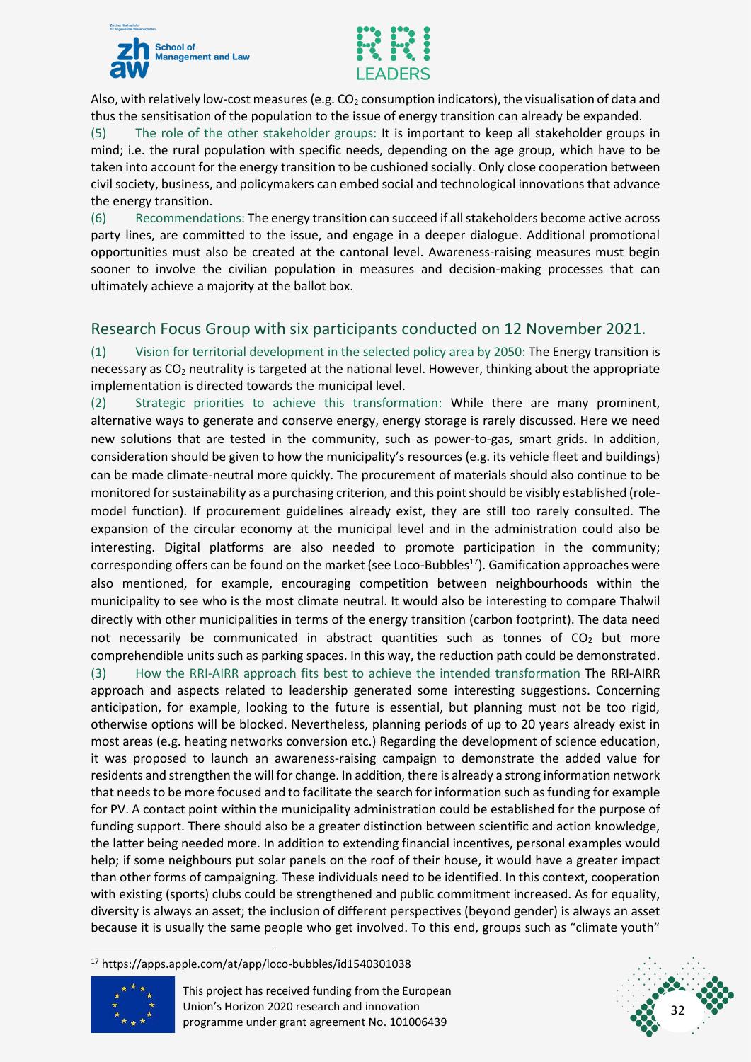Also, with relatively low-cost measures (e.g. $CO_2$ consumption indicators), the visualisation of data and thus the sensitisation of the population to the issue of energy transition can already be expanded.

(5) The role of the other stakeholder groups: It is important to keep all stakeholder groups in mind; i.e. the rural population with specific needs, depending on the age group, which have to be taken into account for the energy transition to be cushioned socially. Only close cooperation between civil society, business, and policymakers can embed social and technological innovations that advance the energy transition.

(6) Recommendations: The energy transition can succeed if all stakeholders become active across party lines, are committed to the issue, and engage in a deeper dialogue. Additional promotional opportunities must also be created at the cantonal level. Awareness-raising measures must begin sooner to involve the civilian population in measures and decision-making processes that can ultimately achieve a majority at the ballot box.

## Research Focus Group with six participants conducted on 12 November 2021.

(1) Vision for territorial development in the selected policy area by 2050: The Energy transition is necessary as $CO_2$ neutrality is targeted at the national level. However, thinking about the appropriate implementation is directed towards the municipal level.

(2) Strategic priorities to achieve this transformation: While there are many prominent, alternative ways to generate and conserve energy, energy storage is rarely discussed. Here we need new solutions that are tested in the community, such as power-to-gas, smart grids. In addition, consideration should be given to how the municipality's resources (e.g. its vehicle fleet and buildings) can be made climate-neutral more quickly. The procurement of materials should also continue to be monitored for sustainability as a purchasing criterion, and this point should be visibly established (role-model function). If procurement guidelines already exist, they are still too rarely consulted. The expansion of the circular economy at the municipal level and in the administration could also be interesting. Digital platforms are also needed to promote participation in the community; corresponding offers can be found on the market (see Loco-Bubbles[17]). Gamification approaches were also mentioned, for example, encouraging competition between neighbourhoods within the municipality to see who is the most climate neutral. It would also be interesting to compare Thalwil directly with other municipalities in terms of the energy transition (carbon footprint). The data need not necessarily be communicated in abstract quantities such as tonnes of $CO_2$ but more comprehendible units such as parking spaces. In this way, the reduction path could be demonstrated.

(3) How the RRI-AIRR approach fits best to achieve the intended transformation The RRI-AIRR approach and aspects related to leadership generated some interesting suggestions. Concerning anticipation, for example, looking to the future is essential, but planning must not be too rigid, otherwise options will be blocked. Nevertheless, planning periods of up to 20 years already exist in most areas (e.g. heating networks conversion etc.) Regarding the development of science education, it was proposed to launch an awareness-raising campaign to demonstrate the added value for residents and strengthen the will for change. In addition, there is already a strong information network that needs to be more focused and to facilitate the search for information such as funding for example for PV. A contact point within the municipality administration could be established for the purpose of funding support. There should also be a greater distinction between scientific and action knowledge, the latter being needed more. In addition to extending financial incentives, personal examples would help; if some neighbours put solar panels on the roof of their house, it would have a greater impact than other forms of campaigning. These individuals need to be identified. In this context, cooperation with existing (sports) clubs could be strengthened and public commitment increased. As for equality, diversity is always an asset; the inclusion of different perspectives (beyond gender) is always an asset because it is usually the same people who get involved. To this end, groups such as "climate youth"

[17] https://apps.apple.com/at/app/loco-bubbles/id1540301038

This project has received funding from the European Union's Horizon 2020 research and innovation programme under grant agreement No. 101006439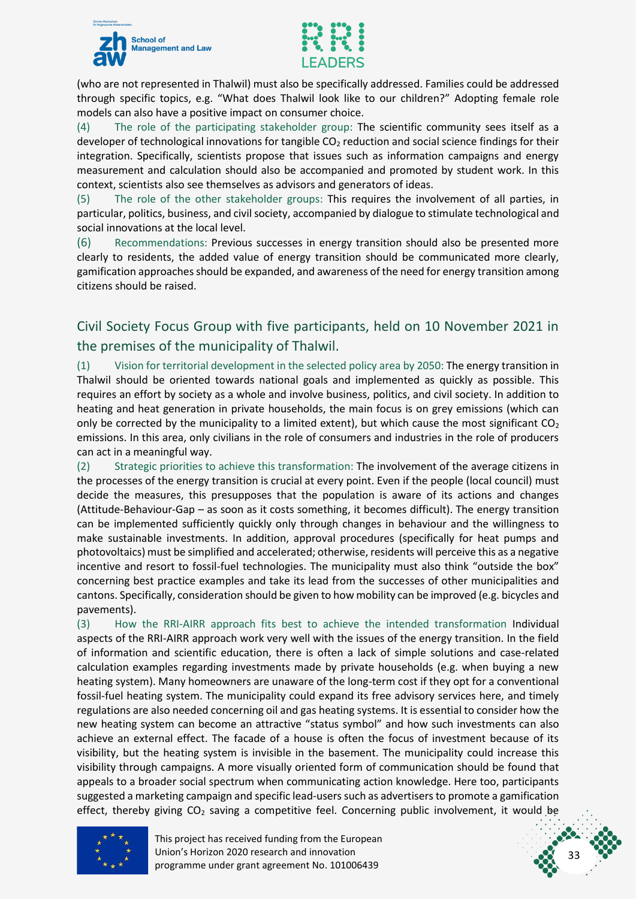(who are not represented in Thalwil) must also be specifically addressed. Families could be addressed through specific topics, e.g. "What does Thalwil look like to our children?" Adopting female role models can also have a positive impact on consumer choice.

(4) The role of the participating stakeholder group: The scientific community sees itself as a developer of technological innovations for tangible $CO_2$ reduction and social science findings for their integration. Specifically, scientists propose that issues such as information campaigns and energy measurement and calculation should also be accompanied and promoted by student work. In this context, scientists also see themselves as advisors and generators of ideas.

(5) The role of the other stakeholder groups: This requires the involvement of all parties, in particular, politics, business, and civil society, accompanied by dialogue to stimulate technological and social innovations at the local level.

(6) Recommendations: Previous successes in energy transition should also be presented more clearly to residents, the added value of energy transition should be communicated more clearly, gamification approaches should be expanded, and awareness of the need for energy transition among citizens should be raised.

## Civil Society Focus Group with five participants, held on 10 November 2021 in the premises of the municipality of Thalwil.

(1) Vision for territorial development in the selected policy area by 2050: The energy transition in Thalwil should be oriented towards national goals and implemented as quickly as possible. This requires an effort by society as a whole and involve business, politics, and civil society. In addition to heating and heat generation in private households, the main focus is on grey emissions (which can only be corrected by the municipality to a limited extent), but which cause the most significant $CO_2$ emissions. In this area, only civilians in the role of consumers and industries in the role of producers can act in a meaningful way.

(2) Strategic priorities to achieve this transformation: The involvement of the average citizens in the processes of the energy transition is crucial at every point. Even if the people (local council) must decide the measures, this presupposes that the population is aware of its actions and changes (Attitude-Behaviour-Gap – as soon as it costs something, it becomes difficult). The energy transition can be implemented sufficiently quickly only through changes in behaviour and the willingness to make sustainable investments. In addition, approval procedures (specifically for heat pumps and photovoltaics) must be simplified and accelerated; otherwise, residents will perceive this as a negative incentive and resort to fossil-fuel technologies. The municipality must also think "outside the box" concerning best practice examples and take its lead from the successes of other municipalities and cantons. Specifically, consideration should be given to how mobility can be improved (e.g. bicycles and pavements).

(3) How the RRI-AIRR approach fits best to achieve the intended transformation Individual aspects of the RRI-AIRR approach work very well with the issues of the energy transition. In the field of information and scientific education, there is often a lack of simple solutions and case-related calculation examples regarding investments made by private households (e.g. when buying a new heating system). Many homeowners are unaware of the long-term cost if they opt for a conventional fossil-fuel heating system. The municipality could expand its free advisory services here, and timely regulations are also needed concerning oil and gas heating systems. It is essential to consider how the new heating system can become an attractive "status symbol" and how such investments can also achieve an external effect. The facade of a house is often the focus of investment because of its visibility, but the heating system is invisible in the basement. The municipality could increase this visibility through campaigns. A more visually oriented form of communication should be found that appeals to a broader social spectrum when communicating action knowledge. Here too, participants suggested a marketing campaign and specific lead-users such as advertisers to promote a gamification effect, thereby giving $CO_2$ saving a competitive feel. Concerning public involvement, it would be

This project has received funding from the European Union's Horizon 2020 research and innovation programme under grant agreement No. 101006439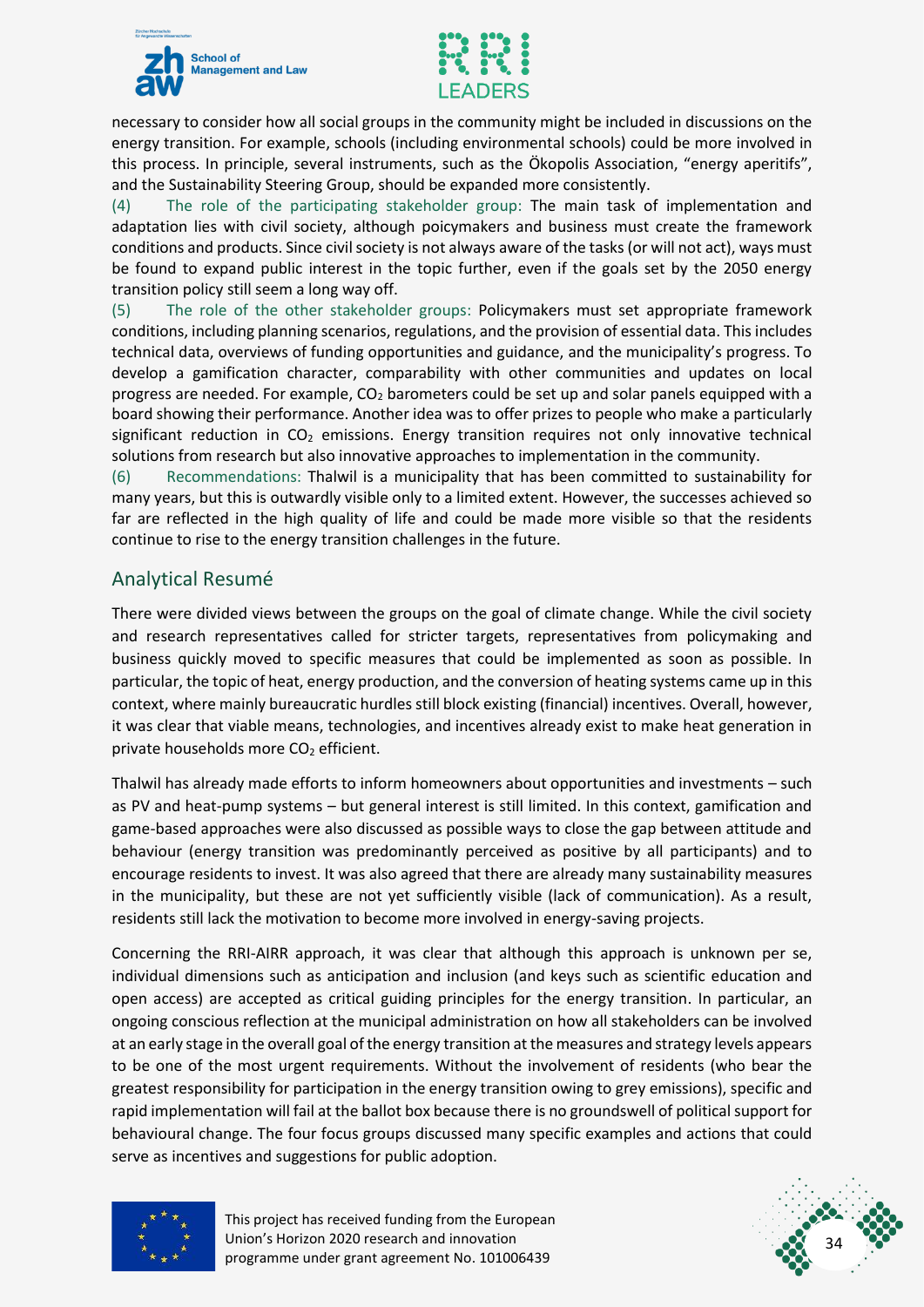necessary to consider how all social groups in the community might be included in discussions on the energy transition. For example, schools (including environmental schools) could be more involved in this process. In principle, several instruments, such as the Ökopolis Association, "energy aperitifs", and the Sustainability Steering Group, should be expanded more consistently.

(4) The role of the participating stakeholder group: The main task of implementation and adaptation lies with civil society, although poicymakers and business must create the framework conditions and products. Since civil society is not always aware of the tasks (or will not act), ways must be found to expand public interest in the topic further, even if the goals set by the 2050 energy transition policy still seem a long way off.

(5) The role of the other stakeholder groups: Policymakers must set appropriate framework conditions, including planning scenarios, regulations, and the provision of essential data. This includes technical data, overviews of funding opportunities and guidance, and the municipality's progress. To develop a gamification character, comparability with other communities and updates on local progress are needed. For example, $CO_2$ barometers could be set up and solar panels equipped with a board showing their performance. Another idea was to offer prizes to people who make a particularly significant reduction in $CO_2$ emissions. Energy transition requires not only innovative technical solutions from research but also innovative approaches to implementation in the community.

(6) Recommendations: Thalwil is a municipality that has been committed to sustainability for many years, but this is outwardly visible only to a limited extent. However, the successes achieved so far are reflected in the high quality of life and could be made more visible so that the residents continue to rise to the energy transition challenges in the future.

## Analytical Resumé

There were divided views between the groups on the goal of climate change. While the civil society and research representatives called for stricter targets, representatives from policymaking and business quickly moved to specific measures that could be implemented as soon as possible. In particular, the topic of heat, energy production, and the conversion of heating systems came up in this context, where mainly bureaucratic hurdles still block existing (financial) incentives. Overall, however, it was clear that viable means, technologies, and incentives already exist to make heat generation in private households more $CO_2$ efficient.

Thalwil has already made efforts to inform homeowners about opportunities and investments – such as PV and heat-pump systems – but general interest is still limited. In this context, gamification and game-based approaches were also discussed as possible ways to close the gap between attitude and behaviour (energy transition was predominantly perceived as positive by all participants) and to encourage residents to invest. It was also agreed that there are already many sustainability measures in the municipality, but these are not yet sufficiently visible (lack of communication). As a result, residents still lack the motivation to become more involved in energy-saving projects.

Concerning the RRI-AIRR approach, it was clear that although this approach is unknown per se, individual dimensions such as anticipation and inclusion (and keys such as scientific education and open access) are accepted as critical guiding principles for the energy transition. In particular, an ongoing conscious reflection at the municipal administration on how all stakeholders can be involved at an early stage in the overall goal of the energy transition at the measures and strategy levels appears to be one of the most urgent requirements. Without the involvement of residents (who bear the greatest responsibility for participation in the energy transition owing to grey emissions), specific and rapid implementation will fail at the ballot box because there is no groundswell of political support for behavioural change. The four focus groups discussed many specific examples and actions that could serve as incentives and suggestions for public adoption.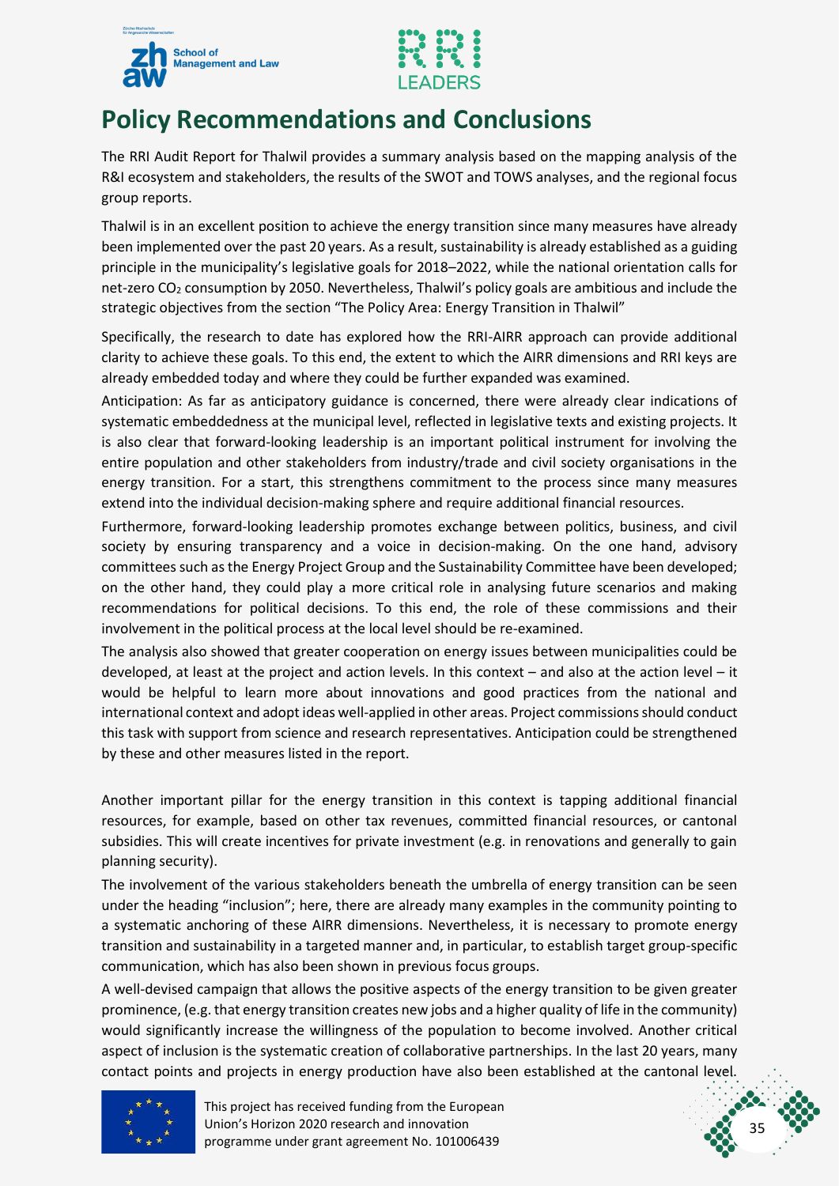# Policy Recommendations and Conclusions

The RRI Audit Report for Thalwil provides a summary analysis based on the mapping analysis of the R&I ecosystem and stakeholders, the results of the SWOT and TOWS analyses, and the regional focus group reports.

Thalwil is in an excellent position to achieve the energy transition since many measures have already been implemented over the past 20 years. As a result, sustainability is already established as a guiding principle in the municipality's legislative goals for 2018–2022, while the national orientation calls for net-zero $CO_2$ consumption by 2050. Nevertheless, Thalwil's policy goals are ambitious and include the strategic objectives from the section "The Policy Area: Energy Transition in Thalwil"

Specifically, the research to date has explored how the RRI-AIRR approach can provide additional clarity to achieve these goals. To this end, the extent to which the AIRR dimensions and RRI keys are already embedded today and where they could be further expanded was examined.

Anticipation: As far as anticipatory guidance is concerned, there were already clear indications of systematic embeddedness at the municipal level, reflected in legislative texts and existing projects. It is also clear that forward-looking leadership is an important political instrument for involving the entire population and other stakeholders from industry/trade and civil society organisations in the energy transition. For a start, this strengthens commitment to the process since many measures extend into the individual decision-making sphere and require additional financial resources.

Furthermore, forward-looking leadership promotes exchange between politics, business, and civil society by ensuring transparency and a voice in decision-making. On the one hand, advisory committees such as the Energy Project Group and the Sustainability Committee have been developed; on the other hand, they could play a more critical role in analysing future scenarios and making recommendations for political decisions. To this end, the role of these commissions and their involvement in the political process at the local level should be re-examined.

The analysis also showed that greater cooperation on energy issues between municipalities could be developed, at least at the project and action levels. In this context – and also at the action level – it would be helpful to learn more about innovations and good practices from the national and international context and adopt ideas well-applied in other areas. Project commissions should conduct this task with support from science and research representatives. Anticipation could be strengthened by these and other measures listed in the report.

Another important pillar for the energy transition in this context is tapping additional financial resources, for example, based on other tax revenues, committed financial resources, or cantonal subsidies. This will create incentives for private investment (e.g. in renovations and generally to gain planning security).

The involvement of the various stakeholders beneath the umbrella of energy transition can be seen under the heading "inclusion"; here, there are already many examples in the community pointing to a systematic anchoring of these AIRR dimensions. Nevertheless, it is necessary to promote energy transition and sustainability in a targeted manner and, in particular, to establish target group-specific communication, which has also been shown in previous focus groups.

A well-devised campaign that allows the positive aspects of the energy transition to be given greater prominence, (e.g. that energy transition creates new jobs and a higher quality of life in the community) would significantly increase the willingness of the population to become involved. Another critical aspect of inclusion is the systematic creation of collaborative partnerships. In the last 20 years, many contact points and projects in energy production have also been established at the cantonal level.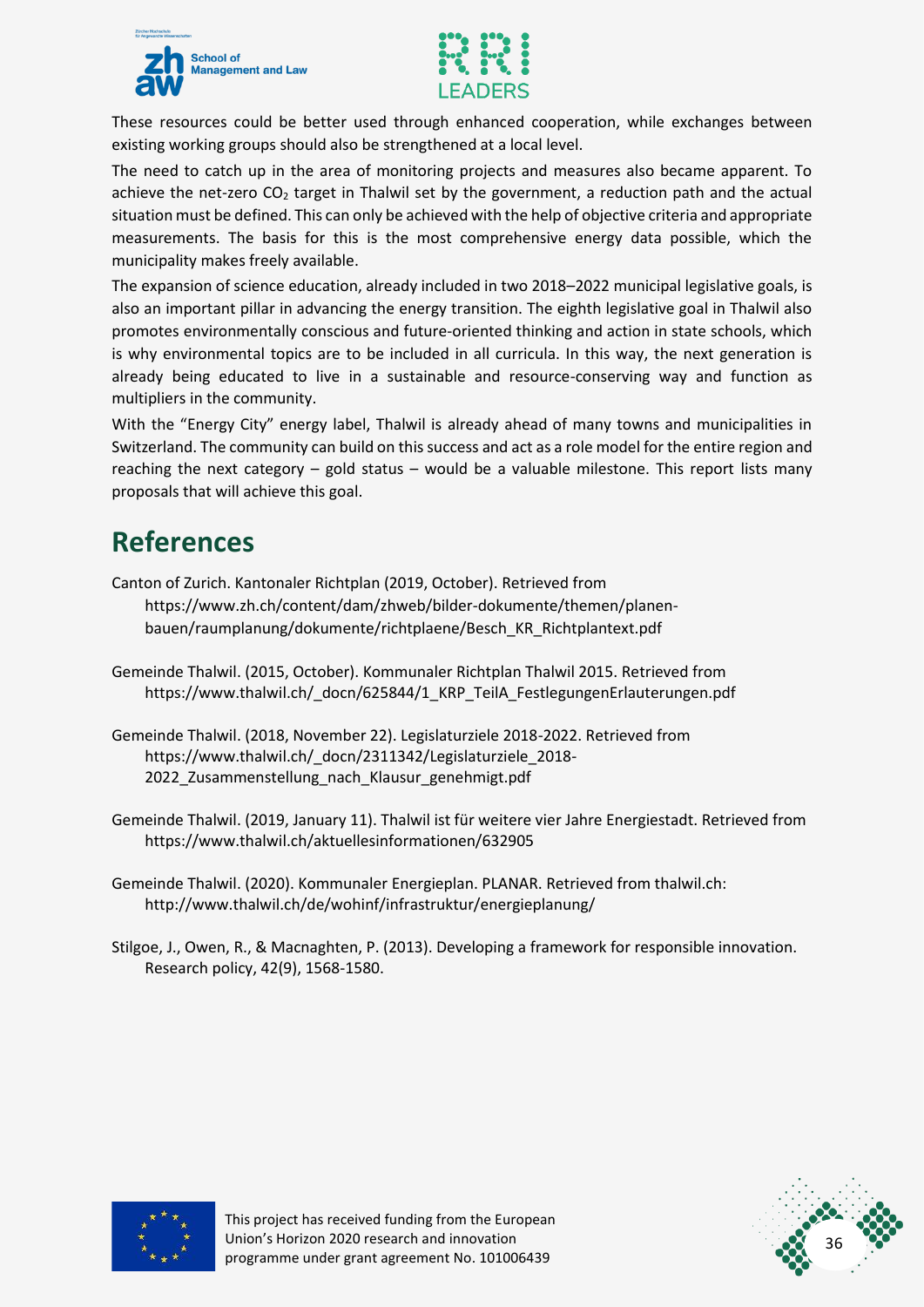These resources could be better used through enhanced cooperation, while exchanges between existing working groups should also be strengthened at a local level.

The need to catch up in the area of monitoring projects and measures also became apparent. To achieve the net-zero $CO_2$ target in Thalwil set by the government, a reduction path and the actual situation must be defined. This can only be achieved with the help of objective criteria and appropriate measurements. The basis for this is the most comprehensive energy data possible, which the municipality makes freely available.

The expansion of science education, already included in two 2018–2022 municipal legislative goals, is also an important pillar in advancing the energy transition. The eighth legislative goal in Thalwil also promotes environmentally conscious and future-oriented thinking and action in state schools, which is why environmental topics are to be included in all curricula. In this way, the next generation is already being educated to live in a sustainable and resource-conserving way and function as multipliers in the community.

With the "Energy City" energy label, Thalwil is already ahead of many towns and municipalities in Switzerland. The community can build on this success and act as a role model for the entire region and reaching the next category – gold status – would be a valuable milestone. This report lists many proposals that will achieve this goal.

# References

Canton of Zurich. Kantonaler Richtplan (2019, October). Retrieved from https://www.zh.ch/content/dam/zhweb/bilder-dokumente/themen/planen-bauen/raumplanung/dokumente/richtplaene/Besch_KR_Richtplantext.pdf

Gemeinde Thalwil. (2015, October). Kommunaler Richtplan Thalwil 2015. Retrieved from https://www.thalwil.ch/_docn/625844/1_KRP_TeilA_FestlegungenErlauterungen.pdf

Gemeinde Thalwil. (2018, November 22). Legislaturziele 2018-2022. Retrieved from https://www.thalwil.ch/_docn/2311342/Legislaturziele_2018-2022_Zusammenstellung_nach_Klausur_genehmigt.pdf

Gemeinde Thalwil. (2019, January 11). Thalwil ist für weitere vier Jahre Energiestadt. Retrieved from https://www.thalwil.ch/aktuellesinformationen/632905

Gemeinde Thalwil. (2020). Kommunaler Energieplan. PLANAR. Retrieved from thalwil.ch: http://www.thalwil.ch/de/wohinf/infrastruktur/energieplanung/

Stilgoe, J., Owen, R., & Macnaghten, P. (2013). Developing a framework for responsible innovation. Research policy, 42(9), 1568-1580.

This project has received funding from the European Union's Horizon 2020 research and innovation programme under grant agreement No. 101006439